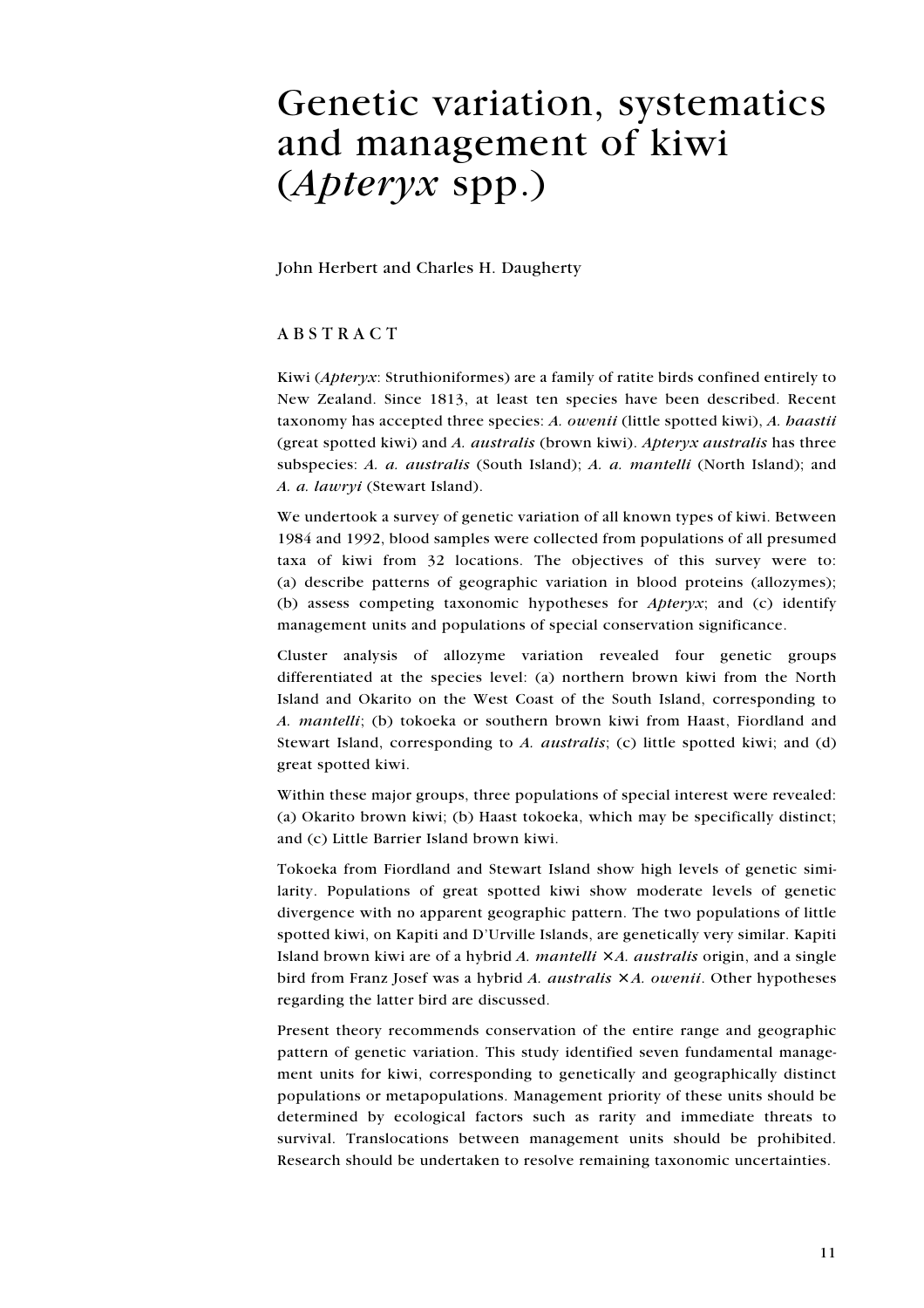# Genetic variation, systematics and management of kiwi (*Apteryx* spp.)

John Herbert and Charles H. Daugherty

## ABSTRACT

Kiwi (*Apteryx*: Struthioniformes) are a family of ratite birds confined entirely to New Zealand. Since 1813, at least ten species have been described. Recent taxonomy has accepted three species: *A. owenii* (little spotted kiwi), *A. haastii* (great spotted kiwi) and *A. australis* (brown kiwi). *Apteryx australis* has three subspecies: *A. a. australis* (South Island); *A. a. mantelli* (North Island); and *A. a. lawryi* (Stewart Island).

We undertook a survey of genetic variation of all known types of kiwi. Between 1984 and 1992, blood samples were collected from populations of all presumed taxa of kiwi from 32 locations. The objectives of this survey were to: (a) describe patterns of geographic variation in blood proteins (allozymes); (b) assess competing taxonomic hypotheses for *Apteryx*; and (c) identify management units and populations of special conservation significance.

Cluster analysis of allozyme variation revealed four genetic groups differentiated at the species level: (a) northern brown kiwi from the North Island and Okarito on the West Coast of the South Island, corresponding to *A. mantelli*; (b) tokoeka or southern brown kiwi from Haast, Fiordland and Stewart Island, corresponding to *A. australis*; (c) little spotted kiwi; and (d) great spotted kiwi.

Within these major groups, three populations of special interest were revealed: (a) Okarito brown kiwi; (b) Haast tokoeka, which may be specifically distinct; and (c) Little Barrier Island brown kiwi.

Tokoeka from Fiordland and Stewart Island show high levels of genetic similarity. Populations of great spotted kiwi show moderate levels of genetic divergence with no apparent geographic pattern. The two populations of little spotted kiwi, on Kapiti and D'Urville Islands, are genetically very similar. Kapiti Island brown kiwi are of a hybrid *A. mantelli* × *A. australis* origin, and a single bird from Franz Josef was a hybrid *A. australis* × *A. owenii*. Other hypotheses regarding the latter bird are discussed.

Present theory recommends conservation of the entire range and geographic pattern of genetic variation. This study identified seven fundamental management units for kiwi, corresponding to genetically and geographically distinct populations or metapopulations. Management priority of these units should be determined by ecological factors such as rarity and immediate threats to survival. Translocations between management units should be prohibited. Research should be undertaken to resolve remaining taxonomic uncertainties.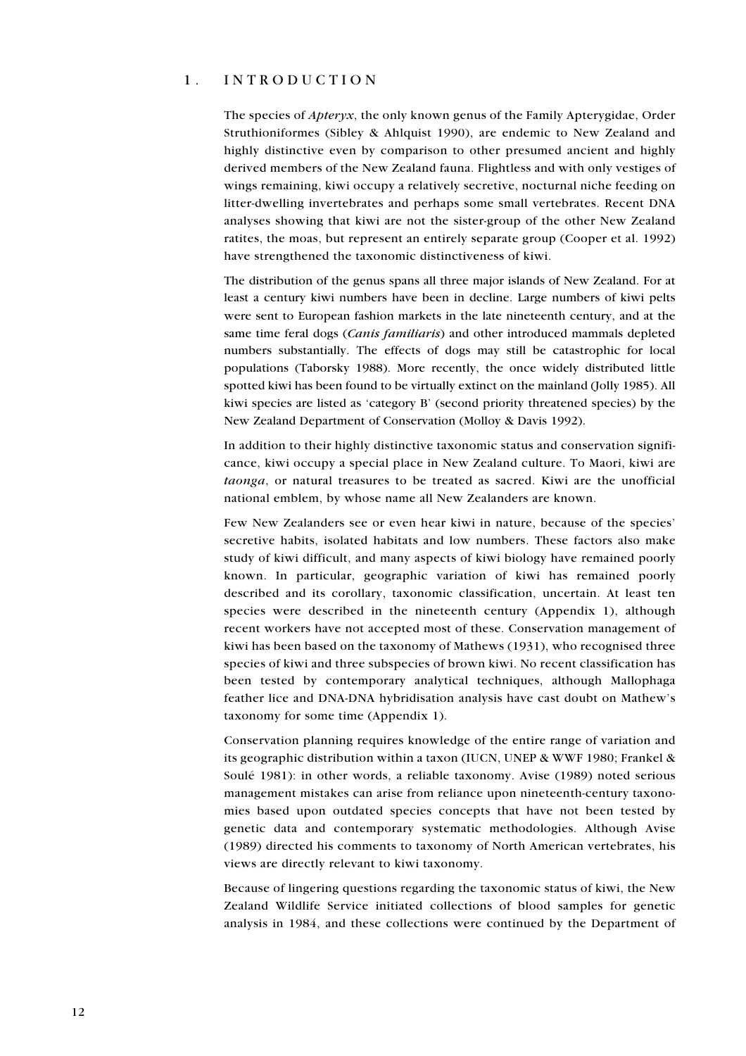# 1. INTRODUCTION

The species of *Apteryx*, the only known genus of the Family Apterygidae, Order Struthioniformes (Sibley & Ahlquist 1990), are endemic to New Zealand and highly distinctive even by comparison to other presumed ancient and highly derived members of the New Zealand fauna. Flightless and with only vestiges of wings remaining, kiwi occupy a relatively secretive, nocturnal niche feeding on litter-dwelling invertebrates and perhaps some small vertebrates. Recent DNA analyses showing that kiwi are not the sister-group of the other New Zealand ratites, the moas, but represent an entirely separate group (Cooper et al. 1992) have strengthened the taxonomic distinctiveness of kiwi.

The distribution of the genus spans all three major islands of New Zealand. For at least a century kiwi numbers have been in decline. Large numbers of kiwi pelts were sent to European fashion markets in the late nineteenth century, and at the same time feral dogs (*Canis familiaris*) and other introduced mammals depleted numbers substantially. The effects of dogs may still be catastrophic for local populations (Taborsky 1988). More recently, the once widely distributed little spotted kiwi has been found to be virtually extinct on the mainland (Jolly 1985). All kiwi species are listed as 'category B' (second priority threatened species) by the New Zealand Department of Conservation (Molloy & Davis 1992).

In addition to their highly distinctive taxonomic status and conservation significance, kiwi occupy a special place in New Zealand culture. To Maori, kiwi are *taonga*, or natural treasures to be treated as sacred. Kiwi are the unofficial national emblem, by whose name all New Zealanders are known.

Few New Zealanders see or even hear kiwi in nature, because of the species' secretive habits, isolated habitats and low numbers. These factors also make study of kiwi difficult, and many aspects of kiwi biology have remained poorly known. In particular, geographic variation of kiwi has remained poorly described and its corollary, taxonomic classification, uncertain. At least ten species were described in the nineteenth century (Appendix 1), although recent workers have not accepted most of these. Conservation management of kiwi has been based on the taxonomy of Mathews (1931), who recognised three species of kiwi and three subspecies of brown kiwi. No recent classification has been tested by contemporary analytical techniques, although Mallophaga feather lice and DNA-DNA hybridisation analysis have cast doubt on Mathew's taxonomy for some time (Appendix 1).

Conservation planning requires knowledge of the entire range of variation and its geographic distribution within a taxon (IUCN, UNEP & WWF 1980; Frankel & Soulé 1981): in other words, a reliable taxonomy. Avise (1989) noted serious management mistakes can arise from reliance upon nineteenth-century taxonomies based upon outdated species concepts that have not been tested by genetic data and contemporary systematic methodologies. Although Avise (1989) directed his comments to taxonomy of North American vertebrates, his views are directly relevant to kiwi taxonomy.

Because of lingering questions regarding the taxonomic status of kiwi, the New Zealand Wildlife Service initiated collections of blood samples for genetic analysis in 1984, and these collections were continued by the Department of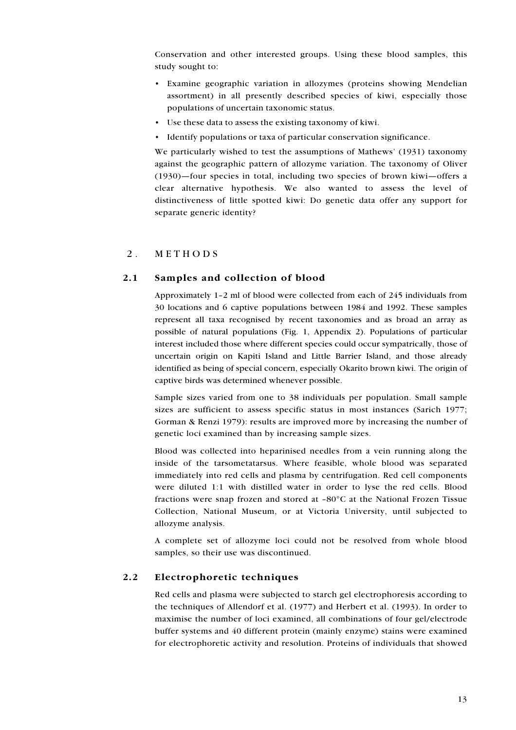Conservation and other interested groups. Using these blood samples, this study sought to:

- Examine geographic variation in allozymes (proteins showing Mendelian assortment) in all presently described species of kiwi, especially those populations of uncertain taxonomic status.
- Use these data to assess the existing taxonomy of kiwi.
- Identify populations or taxa of particular conservation significance.

We particularly wished to test the assumptions of Mathews' (1931) taxonomy against the geographic pattern of allozyme variation. The taxonomy of Oliver (1930)—four species in total, including two species of brown kiwi—offers a clear alternative hypothesis. We also wanted to assess the level of distinctiveness of little spotted kiwi: Do genetic data offer any support for separate generic identity?

# 2. METHODS

## 2.1 Samples and collection of blood

Approximately 1–2 ml of blood were collected from each of 245 individuals from 30 locations and 6 captive populations between 1984 and 1992. These samples represent all taxa recognised by recent taxonomies and as broad an array as possible of natural populations (Fig. 1, Appendix 2). Populations of particular interest included those where different species could occur sympatrically, those of uncertain origin on Kapiti Island and Little Barrier Island, and those already identified as being of special concern, especially Okarito brown kiwi. The origin of captive birds was determined whenever possible.

Sample sizes varied from one to 38 individuals per population. Small sample sizes are sufficient to assess specific status in most instances (Sarich 1977; Gorman & Renzi 1979): results are improved more by increasing the number of genetic loci examined than by increasing sample sizes.

Blood was collected into heparinised needles from a vein running along the inside of the tarsometatarsus. Where feasible, whole blood was separated immediately into red cells and plasma by centrifugation. Red cell components were diluted 1:1 with distilled water in order to lyse the red cells. Blood fractions were snap frozen and stored at –80°C at the National Frozen Tissue Collection, National Museum, or at Victoria University, until subjected to allozyme analysis.

A complete set of allozyme loci could not be resolved from whole blood samples, so their use was discontinued.

## 2.2 Electrophoretic techniques

Red cells and plasma were subjected to starch gel electrophoresis according to the techniques of Allendorf et al. (1977) and Herbert et al. (1993). In order to maximise the number of loci examined, all combinations of four gel/electrode buffer systems and 40 different protein (mainly enzyme) stains were examined for electrophoretic activity and resolution. Proteins of individuals that showed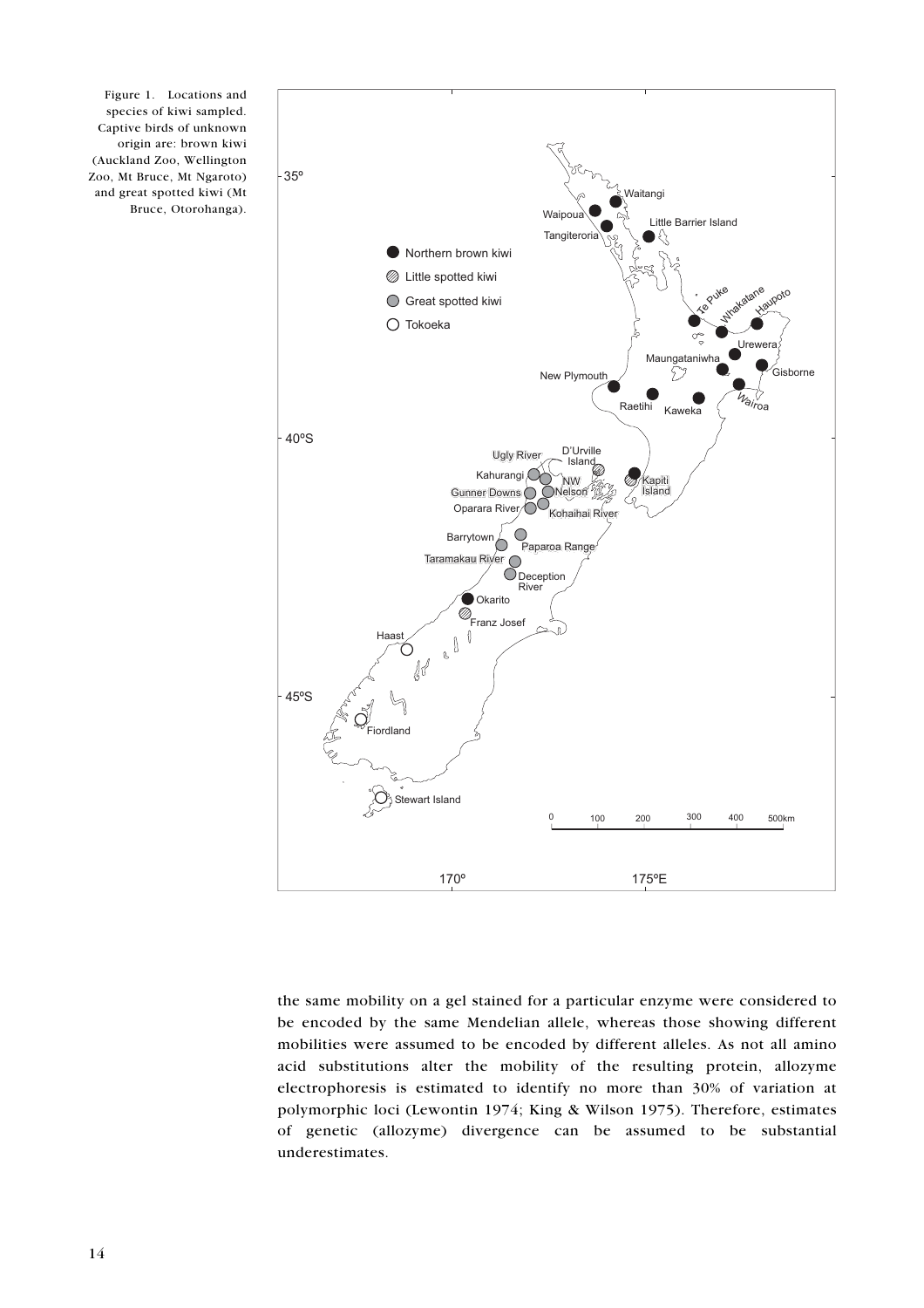Figure 1. Locations and species of kiwi sampled. Captive birds of unknown origin are: brown kiwi (Auckland Zoo, Wellington Zoo, Mt Bruce, Mt Ngaroto) and great spotted kiwi (Mt Bruce, Otorohanga).

the same mobility on a gel stained for a particular enzyme were considered to be encoded by the same Mendelian allele, whereas those showing different mobilities were assumed to be encoded by different alleles. As not all amino acid substitutions alter the mobility of the resulting protein, allozyme electrophoresis is estimated to identify no more than 30% of variation at polymorphic loci (Lewontin 1974; King & Wilson 1975). Therefore, estimates of genetic (allozyme) divergence can be assumed to be substantial underestimates.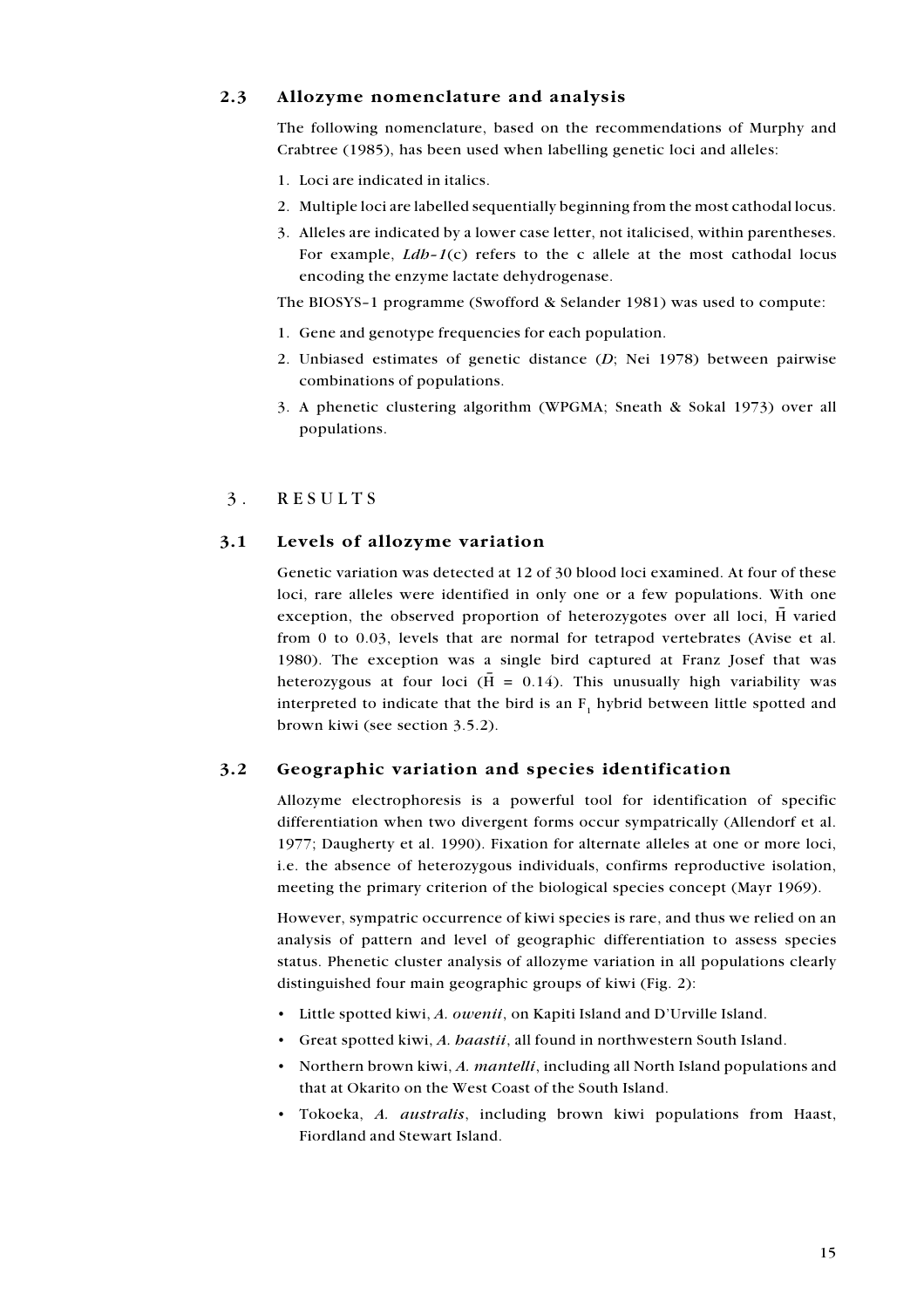### 2.3 Allozyme nomenclature and analysis

The following nomenclature, based on the recommendations of Murphy and Crabtree (1985), has been used when labelling genetic loci and alleles:

1. Loci are indicated in italics.
2. Multiple loci are labelled sequentially beginning from the most cathodal locus.
3. Alleles are indicated by a lower case letter, not italicised, within parentheses. For example, *Ldh-1*(c) refers to the c allele at the most cathodal locus encoding the enzyme lactate dehydrogenase.

The BIOSYS-1 programme (Swofford & Selander 1981) was used to compute:

1. Gene and genotype frequencies for each population.
2. Unbiased estimates of genetic distance (*D*; Nei 1978) between pairwise combinations of populations.
3. A phenetic clustering algorithm (WPGMA; Sneath & Sokal 1973) over all populations.

## 3. RESULTS

### 3.1 Levels of allozyme variation

Genetic variation was detected at 12 of 30 blood loci examined. At four of these loci, rare alleles were identified in only one or a few populations. With one exception, the observed proportion of heterozygotes over all loci, $\bar{H}$ varied from 0 to 0.03, levels that are normal for tetrapod vertebrates (Avise et al. 1980). The exception was a single bird captured at Franz Josef that was heterozygous at four loci ($\bar{H}$ = 0.14). This unusually high variability was interpreted to indicate that the bird is an $F_1$ hybrid between little spotted and brown kiwi (see section 3.5.2).

### 3.2 Geographic variation and species identification

Allozyme electrophoresis is a powerful tool for identification of specific differentiation when two divergent forms occur sympatrically (Allendorf et al. 1977; Daugherty et al. 1990). Fixation for alternate alleles at one or more loci, i.e. the absence of heterozygous individuals, confirms reproductive isolation, meeting the primary criterion of the biological species concept (Mayr 1969).

However, sympatric occurrence of kiwi species is rare, and thus we relied on an analysis of pattern and level of geographic differentiation to assess species status. Phenetic cluster analysis of allozyme variation in all populations clearly distinguished four main geographic groups of kiwi (Fig. 2):

- Little spotted kiwi, *A. owenii*, on Kapiti Island and D'Urville Island.
- Great spotted kiwi, *A. haastii*, all found in northwestern South Island.
- Northern brown kiwi, *A. mantelli*, including all North Island populations and that at Okarito on the West Coast of the South Island.
- Tokoeka, *A. australis*, including brown kiwi populations from Haast, Fiordland and Stewart Island.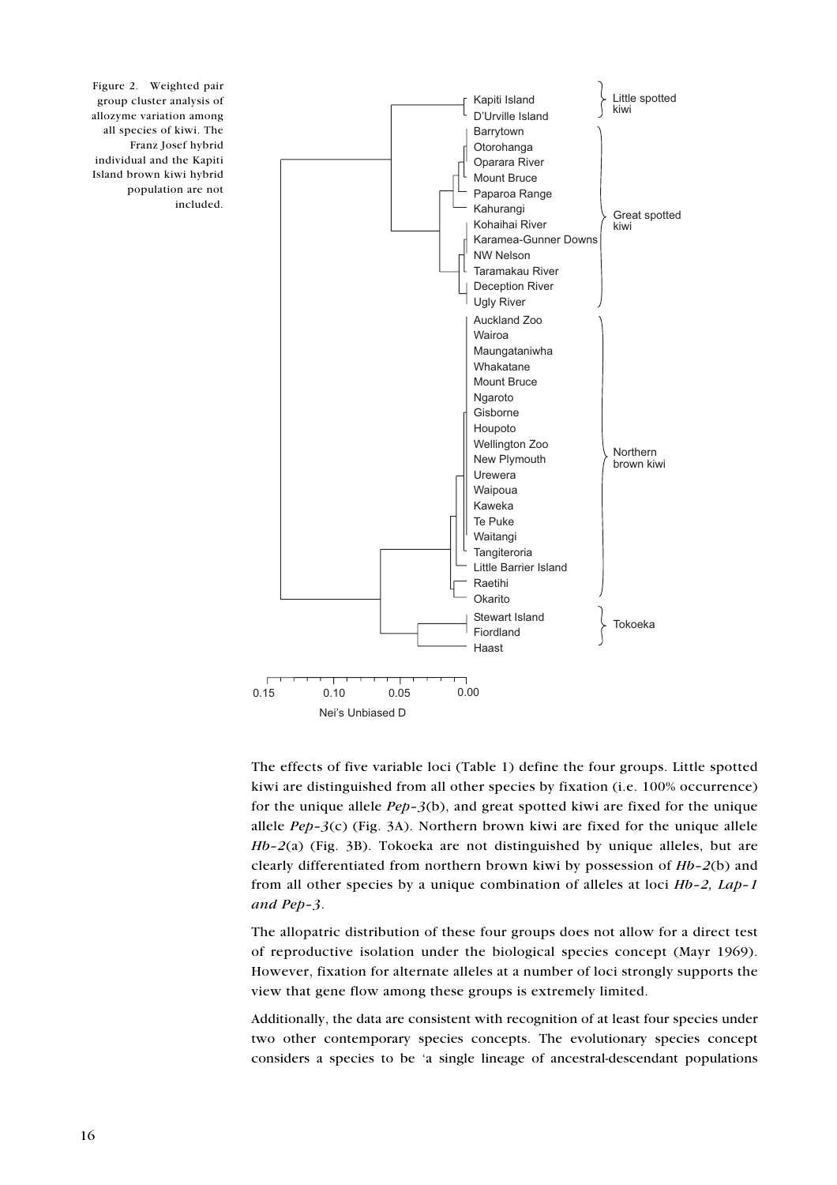Figure 2. Weighted pair group cluster analysis of allozyme variation among all species of kiwi. The Franz Josef hybrid individual and the Kapiti Island brown kiwi hybrid population are not included.

The effects of five variable loci (Table 1) define the four groups. Little spotted kiwi are distinguished from all other species by fixation (i.e. 100% occurrence) for the unique allele *Pep-3*(b), and great spotted kiwi are fixed for the unique allele *Pep-3*(c) (Fig. 3A). Northern brown kiwi are fixed for the unique allele *Hb-2*(a) (Fig. 3B). Tokoeka are not distinguished by unique alleles, but are clearly differentiated from northern brown kiwi by possession of *Hb-2*(b) and from all other species by a unique combination of alleles at loci *Hb-2, Lap-1 and Pep-3*.

The allopatric distribution of these four groups does not allow for a direct test of reproductive isolation under the biological species concept (Mayr 1969). However, fixation for alternate alleles at a number of loci strongly supports the view that gene flow among these groups is extremely limited.

Additionally, the data are consistent with recognition of at least four species under two other contemporary species concepts. The evolutionary species concept considers a species to be 'a single lineage of ancestral-descendant populations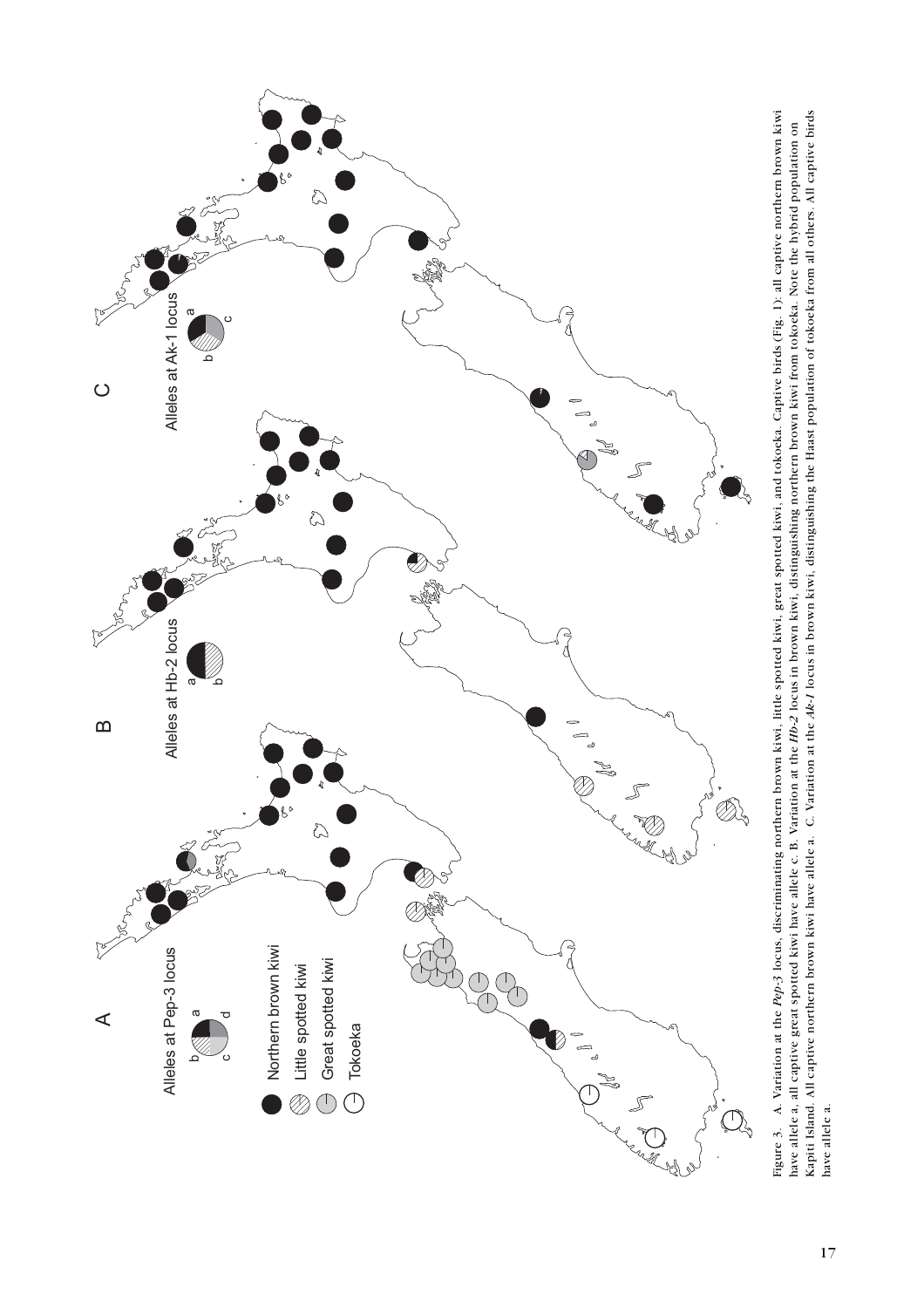Figure 3. A. Variation at the *Pep-3* locus, discriminating northern brown kiwi, little spotted kiwi, great spotted kiwi, and tokoeka. Captive birds (Fig. 1): all captive northern brown kiwi have allele a, all captive great spotted kiwi have allele c. B. Variation at the *Hb-2* locus in brown kiwi, distinguishing northern brown kiwi from tokoeka. Note the hybrid population on Kapiti Island. All captive northern brown kiwi have allele a. C. Variation at the *Ak-1* locus in brown kiwi, distinguishing the Haast population of tokoeka from all others. All captive birds have allele a.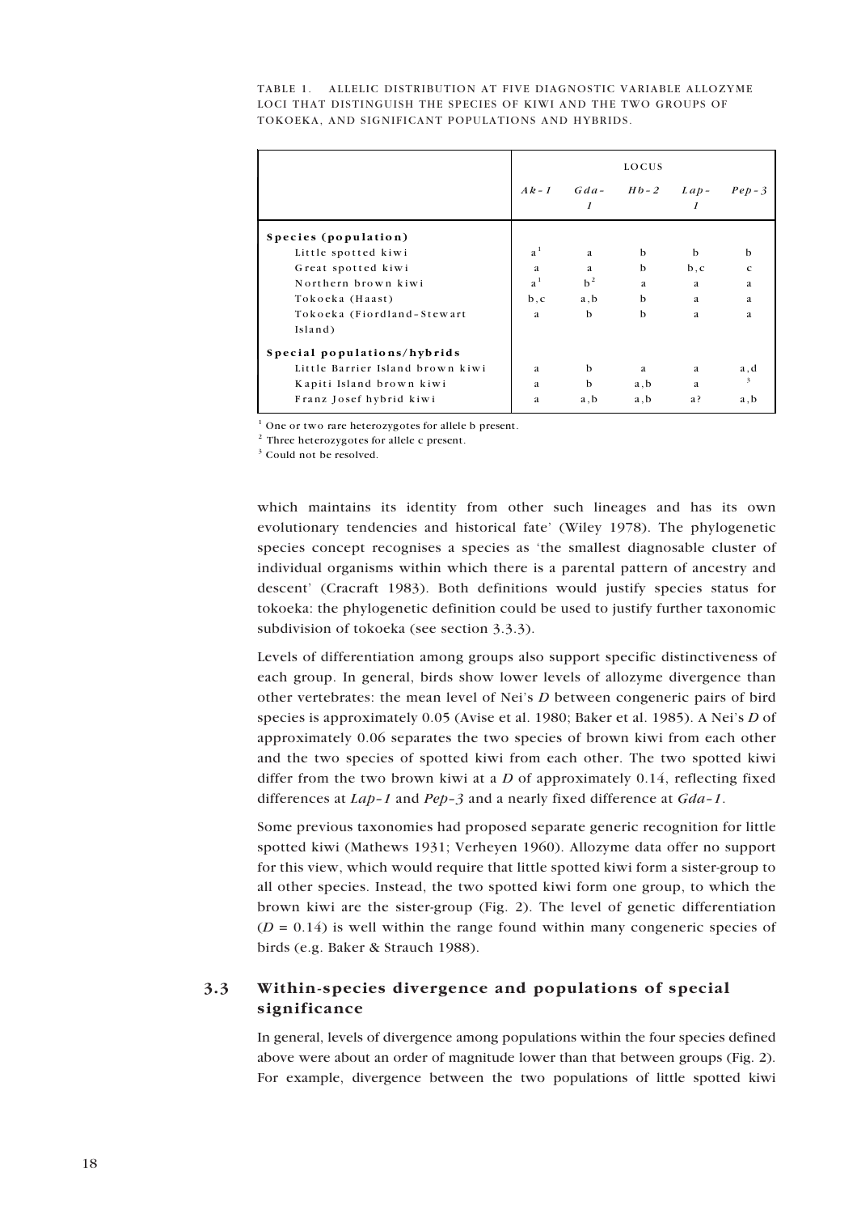TABLE 1. ALLELIC DISTRIBUTION AT FIVE DIAGNOSTIC VARIABLE ALLOZYME LOCI THAT DISTINGUISH THE SPECIES OF KIWI AND THE TWO GROUPS OF TOKOEKA, AND SIGNIFICANT POPULATIONS AND HYBRIDS.

| | LOCUS | | | | |
|---|---|---|---|---|---|
| | *Ak-1* | *Gda-1* | *Hb-2* | *Lap-1* | *Pep-3* |
| **Species (population)** | | | | | |
| Little spotted kiwi | a[1] | a | b | b | b |
| Great spotted kiwi | a | a | b | b,c | c |
| Northern brown kiwi | a[1] | b[2] | a | a | a |
| Tokoeka (Haast) | b,c | a,b | b | a | a |
| Tokoeka (Fiordland–Stewart Island) | a | b | b | a | a |
| **Special populations/hybrids** | | | | | |
| Little Barrier Island brown kiwi | a | b | a | a | a,d |
| Kapiti Island brown kiwi | a | b | a,b | a | [3] |
| Franz Josef hybrid kiwi | a | a,b | a,b | a? | a,b |

[1] One or two rare heterozygotes for allele b present.
[2] Three heterozygotes for allele c present.
[3] Could not be resolved.

which maintains its identity from other such lineages and has its own evolutionary tendencies and historical fate' (Wiley 1978). The phylogenetic species concept recognises a species as 'the smallest diagnosable cluster of individual organisms within which there is a parental pattern of ancestry and descent' (Cracraft 1983). Both definitions would justify species status for tokoeka: the phylogenetic definition could be used to justify further taxonomic subdivision of tokoeka (see section 3.3.3).

Levels of differentiation among groups also support specific distinctiveness of each group. In general, birds show lower levels of allozyme divergence than other vertebrates: the mean level of Nei's $D$ between congeneric pairs of bird species is approximately 0.05 (Avise et al. 1980; Baker et al. 1985). A Nei's $D$ of approximately 0.06 separates the two species of brown kiwi from each other and the two species of spotted kiwi from each other. The two spotted kiwi differ from the two brown kiwi at a $D$ of approximately 0.14, reflecting fixed differences at *Lap-1* and *Pep-3* and a nearly fixed difference at *Gda-1*.

Some previous taxonomies had proposed separate generic recognition for little spotted kiwi (Mathews 1931; Verheyen 1960). Allozyme data offer no support for this view, which would require that little spotted kiwi form a sister-group to all other species. Instead, the two spotted kiwi form one group, to which the brown kiwi are the sister-group (Fig. 2). The level of genetic differentiation ($D = 0.14$) is well within the range found within many congeneric species of birds (e.g. Baker & Strauch 1988).

## 3.3 Within-species divergence and populations of special significance

In general, levels of divergence among populations within the four species defined above were about an order of magnitude lower than that between groups (Fig. 2). For example, divergence between the two populations of little spotted kiwi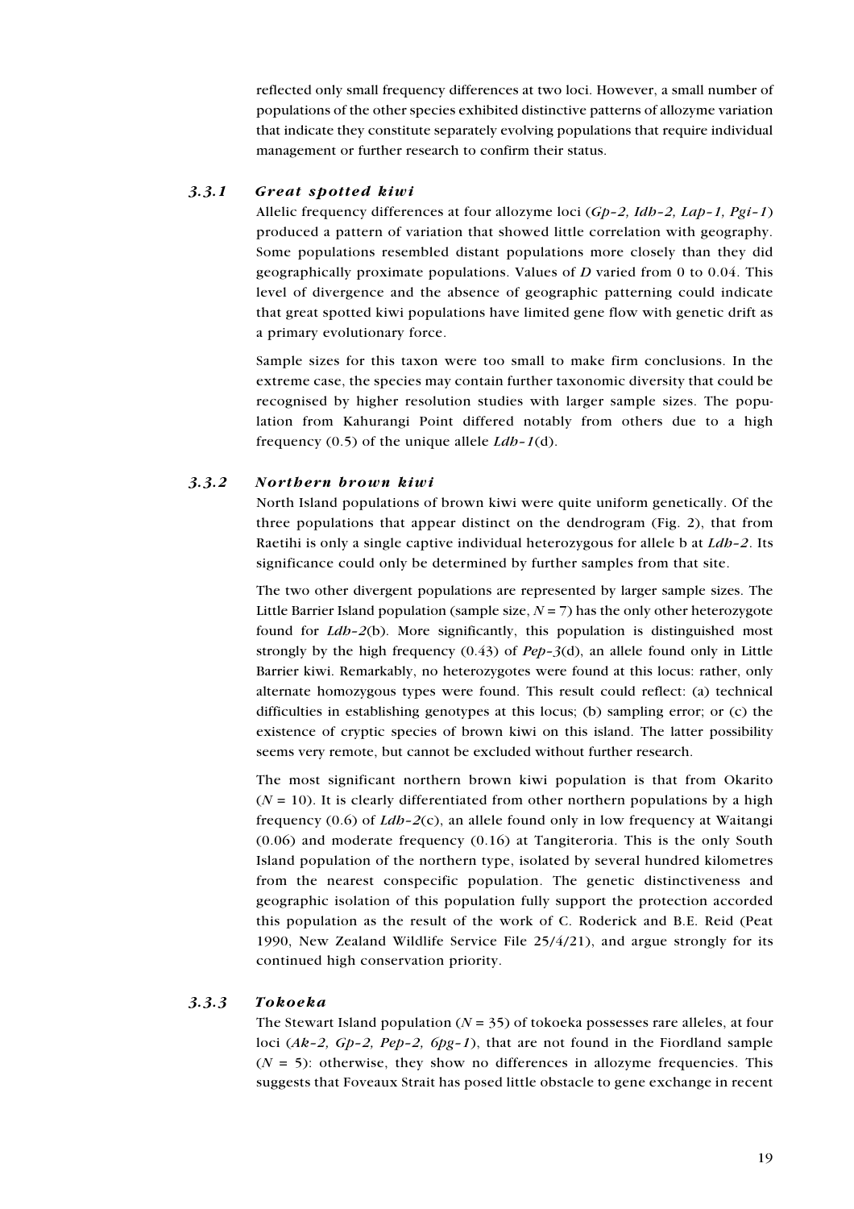reflected only small frequency differences at two loci. However, a small number of populations of the other species exhibited distinctive patterns of allozyme variation that indicate they constitute separately evolving populations that require individual management or further research to confirm their status.

### 3.3.1 *Great spotted kiwi*

Allelic frequency differences at four allozyme loci (*Gp-2, Idh-2, Lap-1, Pgi-1*) produced a pattern of variation that showed little correlation with geography. Some populations resembled distant populations more closely than they did geographically proximate populations. Values of $D$ varied from 0 to 0.04. This level of divergence and the absence of geographic patterning could indicate that great spotted kiwi populations have limited gene flow with genetic drift as a primary evolutionary force.

Sample sizes for this taxon were too small to make firm conclusions. In the extreme case, the species may contain further taxonomic diversity that could be recognised by higher resolution studies with larger sample sizes. The population from Kahurangi Point differed notably from others due to a high frequency (0.5) of the unique allele *Ldh-1*(d).

### 3.3.2 *Northern brown kiwi*

North Island populations of brown kiwi were quite uniform genetically. Of the three populations that appear distinct on the dendrogram (Fig. 2), that from Raetihi is only a single captive individual heterozygous for allele b at *Ldh-2*. Its significance could only be determined by further samples from that site.

The two other divergent populations are represented by larger sample sizes. The Little Barrier Island population (sample size, $N = 7$) has the only other heterozygote found for *Ldh-2*(b). More significantly, this population is distinguished most strongly by the high frequency (0.43) of *Pep-3*(d), an allele found only in Little Barrier kiwi. Remarkably, no heterozygotes were found at this locus: rather, only alternate homozygous types were found. This result could reflect: (a) technical difficulties in establishing genotypes at this locus; (b) sampling error; or (c) the existence of cryptic species of brown kiwi on this island. The latter possibility seems very remote, but cannot be excluded without further research.

The most significant northern brown kiwi population is that from Okarito ($N = 10$). It is clearly differentiated from other northern populations by a high frequency (0.6) of *Ldh-2*(c), an allele found only in low frequency at Waitangi (0.06) and moderate frequency (0.16) at Tangiteroria. This is the only South Island population of the northern type, isolated by several hundred kilometres from the nearest conspecific population. The genetic distinctiveness and geographic isolation of this population fully support the protection accorded this population as the result of the work of C. Roderick and B.E. Reid (Peat 1990, New Zealand Wildlife Service File 25/4/21), and argue strongly for its continued high conservation priority.

### 3.3.3 *Tokoeka*

The Stewart Island population ($N = 35$) of tokoeka possesses rare alleles, at four loci (*Ak-2, Gp-2, Pep-2, 6pg-1*), that are not found in the Fiordland sample ($N = 5$): otherwise, they show no differences in allozyme frequencies. This suggests that Foveaux Strait has posed little obstacle to gene exchange in recent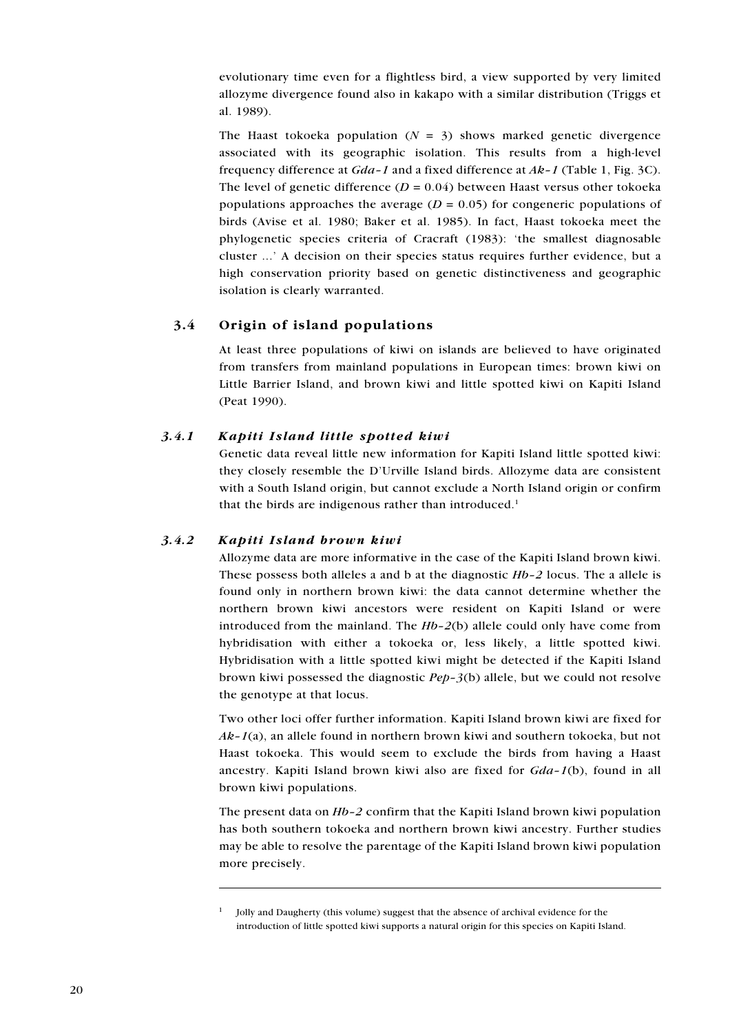evolutionary time even for a flightless bird, a view supported by very limited allozyme divergence found also in kakapo with a similar distribution (Triggs et al. 1989).

The Haast tokoeka population ($N = 3$) shows marked genetic divergence associated with its geographic isolation. This results from a high-level frequency difference at *Gda-1* and a fixed difference at *Ak-1* (Table 1, Fig. 3C). The level of genetic difference ($D = 0.04$) between Haast versus other tokoeka populations approaches the average ($D = 0.05$) for congeneric populations of birds (Avise et al. 1980; Baker et al. 1985). In fact, Haast tokoeka meet the phylogenetic species criteria of Cracraft (1983): 'the smallest diagnosable cluster ...' A decision on their species status requires further evidence, but a high conservation priority based on genetic distinctiveness and geographic isolation is clearly warranted.

## 3.4 Origin of island populations

At least three populations of kiwi on islands are believed to have originated from transfers from mainland populations in European times: brown kiwi on Little Barrier Island, and brown kiwi and little spotted kiwi on Kapiti Island (Peat 1990).

### *3.4.1 Kapiti Island little spotted kiwi*

Genetic data reveal little new information for Kapiti Island little spotted kiwi: they closely resemble the D'Urville Island birds. Allozyme data are consistent with a South Island origin, but cannot exclude a North Island origin or confirm that the birds are indigenous rather than introduced.[1]

### *3.4.2 Kapiti Island brown kiwi*

Allozyme data are more informative in the case of the Kapiti Island brown kiwi. These possess both alleles a and b at the diagnostic *Hb-2* locus. The a allele is found only in northern brown kiwi: the data cannot determine whether the northern brown kiwi ancestors were resident on Kapiti Island or were introduced from the mainland. The *Hb-2*(b) allele could only have come from hybridisation with either a tokoeka or, less likely, a little spotted kiwi. Hybridisation with a little spotted kiwi might be detected if the Kapiti Island brown kiwi possessed the diagnostic *Pep-3*(b) allele, but we could not resolve the genotype at that locus.

Two other loci offer further information. Kapiti Island brown kiwi are fixed for *Ak-1*(a), an allele found in northern brown kiwi and southern tokoeka, but not Haast tokoeka. This would seem to exclude the birds from having a Haast ancestry. Kapiti Island brown kiwi also are fixed for *Gda-1*(b), found in all brown kiwi populations.

The present data on *Hb-2* confirm that the Kapiti Island brown kiwi population has both southern tokoeka and northern brown kiwi ancestry. Further studies may be able to resolve the parentage of the Kapiti Island brown kiwi population more precisely.

---

[1] Jolly and Daugherty (this volume) suggest that the absence of archival evidence for the introduction of little spotted kiwi supports a natural origin for this species on Kapiti Island.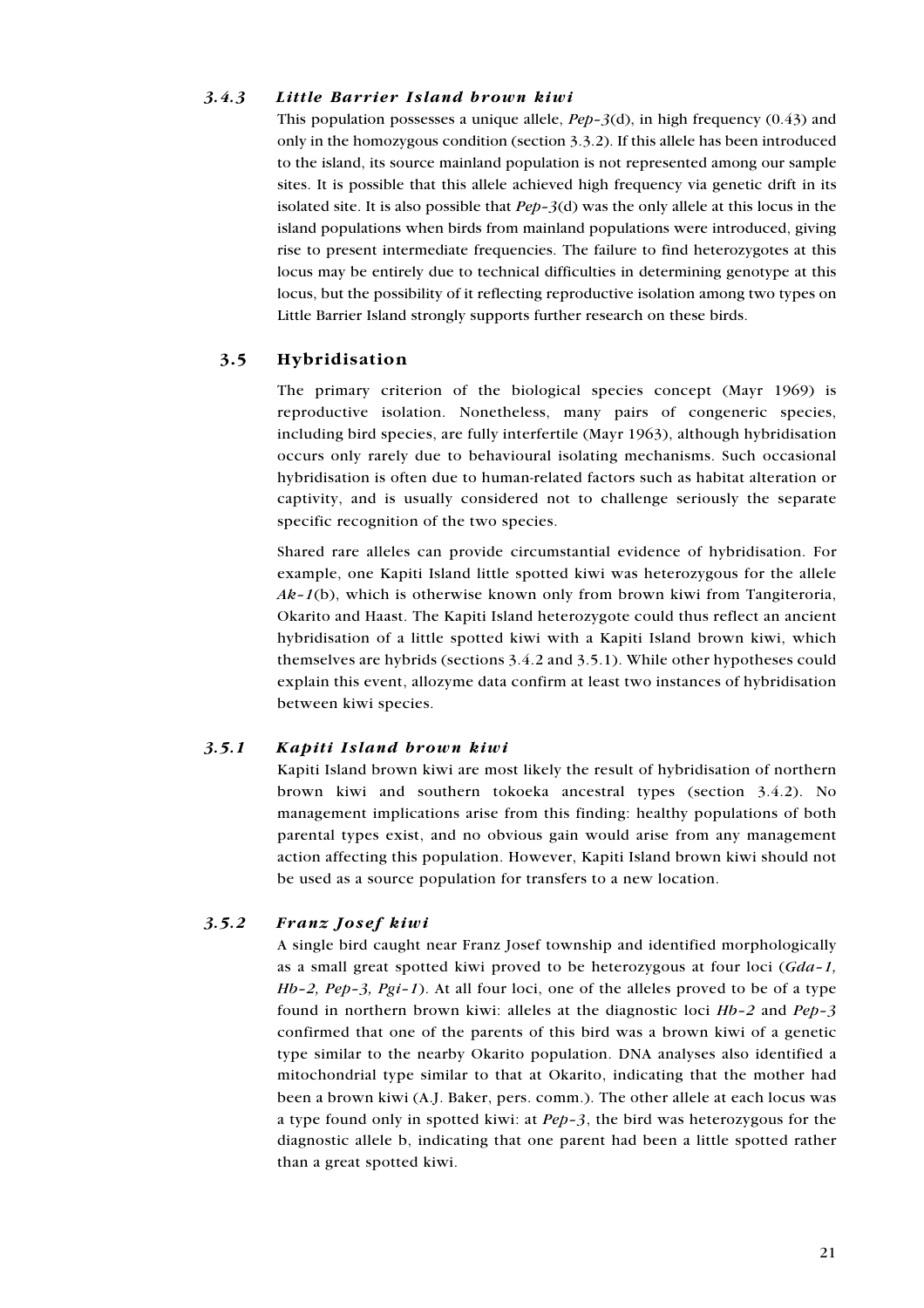### *3.4.3 Little Barrier Island brown kiwi*

This population possesses a unique allele, *Pep-3*(d), in high frequency (0.43) and only in the homozygous condition (section 3.3.2). If this allele has been introduced to the island, its source mainland population is not represented among our sample sites. It is possible that this allele achieved high frequency via genetic drift in its isolated site. It is also possible that *Pep-3*(d) was the only allele at this locus in the island populations when birds from mainland populations were introduced, giving rise to present intermediate frequencies. The failure to find heterozygotes at this locus may be entirely due to technical difficulties in determining genotype at this locus, but the possibility of it reflecting reproductive isolation among two types on Little Barrier Island strongly supports further research on these birds.

## 3.5 Hybridisation

The primary criterion of the biological species concept (Mayr 1969) is reproductive isolation. Nonetheless, many pairs of congeneric species, including bird species, are fully interfertile (Mayr 1963), although hybridisation occurs only rarely due to behavioural isolating mechanisms. Such occasional hybridisation is often due to human-related factors such as habitat alteration or captivity, and is usually considered not to challenge seriously the separate specific recognition of the two species.

Shared rare alleles can provide circumstantial evidence of hybridisation. For example, one Kapiti Island little spotted kiwi was heterozygous for the allele *Ak-1*(b), which is otherwise known only from brown kiwi from Tangiteroria, Okarito and Haast. The Kapiti Island heterozygote could thus reflect an ancient hybridisation of a little spotted kiwi with a Kapiti Island brown kiwi, which themselves are hybrids (sections 3.4.2 and 3.5.1). While other hypotheses could explain this event, allozyme data confirm at least two instances of hybridisation between kiwi species.

### *3.5.1 Kapiti Island brown kiwi*

Kapiti Island brown kiwi are most likely the result of hybridisation of northern brown kiwi and southern tokoeka ancestral types (section 3.4.2). No management implications arise from this finding: healthy populations of both parental types exist, and no obvious gain would arise from any management action affecting this population. However, Kapiti Island brown kiwi should not be used as a source population for transfers to a new location.

### *3.5.2 Franz Josef kiwi*

A single bird caught near Franz Josef township and identified morphologically as a small great spotted kiwi proved to be heterozygous at four loci (*Gda-1, Hb-2, Pep-3, Pgi-1*). At all four loci, one of the alleles proved to be of a type found in northern brown kiwi: alleles at the diagnostic loci *Hb-2* and *Pep-3* confirmed that one of the parents of this bird was a brown kiwi of a genetic type similar to the nearby Okarito population. DNA analyses also identified a mitochondrial type similar to that at Okarito, indicating that the mother had been a brown kiwi (A.J. Baker, pers. comm.). The other allele at each locus was a type found only in spotted kiwi: at *Pep-3*, the bird was heterozygous for the diagnostic allele b, indicating that one parent had been a little spotted rather than a great spotted kiwi.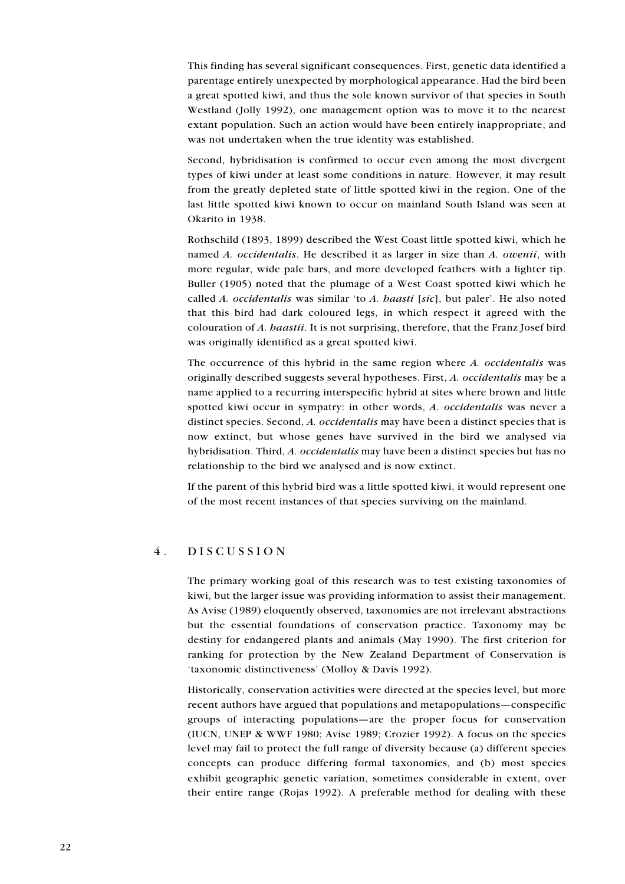This finding has several significant consequences. First, genetic data identified a parentage entirely unexpected by morphological appearance. Had the bird been a great spotted kiwi, and thus the sole known survivor of that species in South Westland (Jolly 1992), one management option was to move it to the nearest extant population. Such an action would have been entirely inappropriate, and was not undertaken when the true identity was established.

Second, hybridisation is confirmed to occur even among the most divergent types of kiwi under at least some conditions in nature. However, it may result from the greatly depleted state of little spotted kiwi in the region. One of the last little spotted kiwi known to occur on mainland South Island was seen at Okarito in 1938.

Rothschild (1893, 1899) described the West Coast little spotted kiwi, which he named *A. occidentalis*. He described it as larger in size than *A. owenii*, with more regular, wide pale bars, and more developed feathers with a lighter tip. Buller (1905) noted that the plumage of a West Coast spotted kiwi which he called *A. occidentalis* was similar 'to *A. haasti* [*sic*], but paler'. He also noted that this bird had dark coloured legs, in which respect it agreed with the colouration of *A. haastii*. It is not surprising, therefore, that the Franz Josef bird was originally identified as a great spotted kiwi.

The occurrence of this hybrid in the same region where *A. occidentalis* was originally described suggests several hypotheses. First, *A. occidentalis* may be a name applied to a recurring interspecific hybrid at sites where brown and little spotted kiwi occur in sympatry: in other words, *A. occidentalis* was never a distinct species. Second, *A. occidentalis* may have been a distinct species that is now extinct, but whose genes have survived in the bird we analysed via hybridisation. Third, *A. occidentalis* may have been a distinct species but has no relationship to the bird we analysed and is now extinct.

If the parent of this hybrid bird was a little spotted kiwi, it would represent one of the most recent instances of that species surviving on the mainland.

# 4. DISCUSSION

The primary working goal of this research was to test existing taxonomies of kiwi, but the larger issue was providing information to assist their management. As Avise (1989) eloquently observed, taxonomies are not irrelevant abstractions but the essential foundations of conservation practice. Taxonomy may be destiny for endangered plants and animals (May 1990). The first criterion for ranking for protection by the New Zealand Department of Conservation is 'taxonomic distinctiveness' (Molloy & Davis 1992).

Historically, conservation activities were directed at the species level, but more recent authors have argued that populations and metapopulations—conspecific groups of interacting populations—are the proper focus for conservation (IUCN, UNEP & WWF 1980; Avise 1989; Crozier 1992). A focus on the species level may fail to protect the full range of diversity because (a) different species concepts can produce differing formal taxonomies, and (b) most species exhibit geographic genetic variation, sometimes considerable in extent, over their entire range (Rojas 1992). A preferable method for dealing with these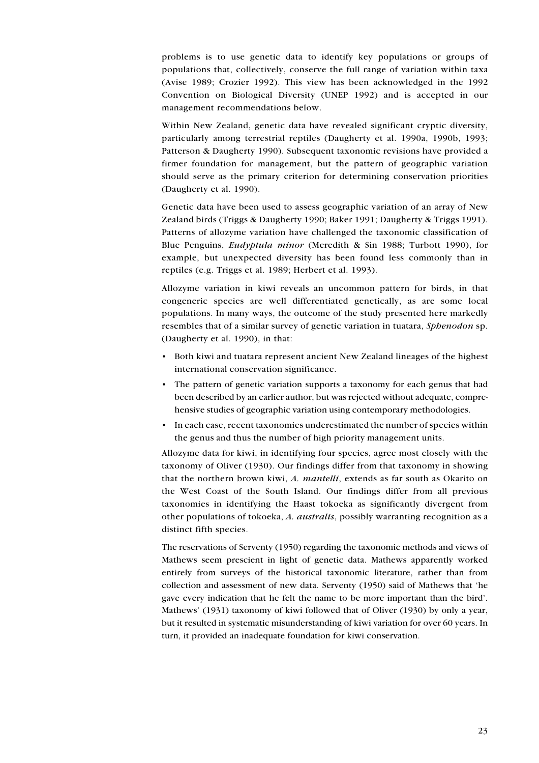problems is to use genetic data to identify key populations or groups of populations that, collectively, conserve the full range of variation within taxa (Avise 1989; Crozier 1992). This view has been acknowledged in the 1992 Convention on Biological Diversity (UNEP 1992) and is accepted in our management recommendations below.

Within New Zealand, genetic data have revealed significant cryptic diversity, particularly among terrestrial reptiles (Daugherty et al. 1990a, 1990b, 1993; Patterson & Daugherty 1990). Subsequent taxonomic revisions have provided a firmer foundation for management, but the pattern of geographic variation should serve as the primary criterion for determining conservation priorities (Daugherty et al. 1990).

Genetic data have been used to assess geographic variation of an array of New Zealand birds (Triggs & Daugherty 1990; Baker 1991; Daugherty & Triggs 1991). Patterns of allozyme variation have challenged the taxonomic classification of Blue Penguins, *Eudyptula minor* (Meredith & Sin 1988; Turbott 1990), for example, but unexpected diversity has been found less commonly than in reptiles (e.g. Triggs et al. 1989; Herbert et al. 1993).

Allozyme variation in kiwi reveals an uncommon pattern for birds, in that congeneric species are well differentiated genetically, as are some local populations. In many ways, the outcome of the study presented here markedly resembles that of a similar survey of genetic variation in tuatara, *Sphenodon* sp. (Daugherty et al. 1990), in that:

- Both kiwi and tuatara represent ancient New Zealand lineages of the highest international conservation significance.
- The pattern of genetic variation supports a taxonomy for each genus that had been described by an earlier author, but was rejected without adequate, comprehensive studies of geographic variation using contemporary methodologies.
- In each case, recent taxonomies underestimated the number of species within the genus and thus the number of high priority management units.

Allozyme data for kiwi, in identifying four species, agree most closely with the taxonomy of Oliver (1930). Our findings differ from that taxonomy in showing that the northern brown kiwi, *A. mantelli*, extends as far south as Okarito on the West Coast of the South Island. Our findings differ from all previous taxonomies in identifying the Haast tokoeka as significantly divergent from other populations of tokoeka, *A. australis*, possibly warranting recognition as a distinct fifth species.

The reservations of Serventy (1950) regarding the taxonomic methods and views of Mathews seem prescient in light of genetic data. Mathews apparently worked entirely from surveys of the historical taxonomic literature, rather than from collection and assessment of new data. Serventy (1950) said of Mathews that 'he gave every indication that he felt the name to be more important than the bird'. Mathews' (1931) taxonomy of kiwi followed that of Oliver (1930) by only a year, but it resulted in systematic misunderstanding of kiwi variation for over 60 years. In turn, it provided an inadequate foundation for kiwi conservation.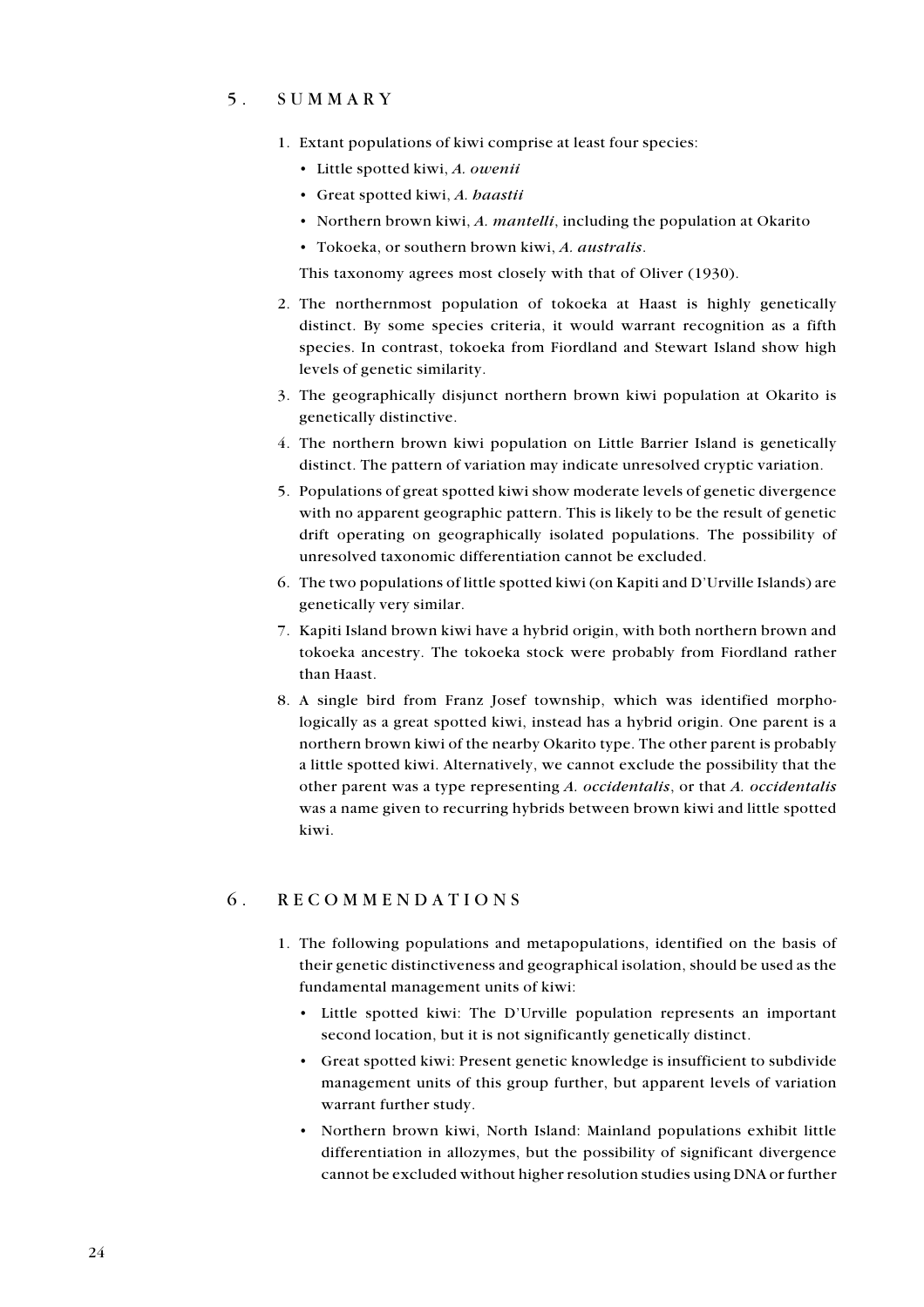## 5. SUMMARY

1. Extant populations of kiwi comprise at least four species:
   - Little spotted kiwi, *A. owenii*
   - Great spotted kiwi, *A. haastii*
   - Northern brown kiwi, *A. mantelli*, including the population at Okarito
   - Tokoeka, or southern brown kiwi, *A. australis*.

   This taxonomy agrees most closely with that of Oliver (1930).

2. The northernmost population of tokoeka at Haast is highly genetically distinct. By some species criteria, it would warrant recognition as a fifth species. In contrast, tokoeka from Fiordland and Stewart Island show high levels of genetic similarity.
3. The geographically disjunct northern brown kiwi population at Okarito is genetically distinctive.
4. The northern brown kiwi population on Little Barrier Island is genetically distinct. The pattern of variation may indicate unresolved cryptic variation.
5. Populations of great spotted kiwi show moderate levels of genetic divergence with no apparent geographic pattern. This is likely to be the result of genetic drift operating on geographically isolated populations. The possibility of unresolved taxonomic differentiation cannot be excluded.
6. The two populations of little spotted kiwi (on Kapiti and D'Urville Islands) are genetically very similar.
7. Kapiti Island brown kiwi have a hybrid origin, with both northern brown and tokoeka ancestry. The tokoeka stock were probably from Fiordland rather than Haast.
8. A single bird from Franz Josef township, which was identified morphologically as a great spotted kiwi, instead has a hybrid origin. One parent is a northern brown kiwi of the nearby Okarito type. The other parent is probably a little spotted kiwi. Alternatively, we cannot exclude the possibility that the other parent was a type representing *A. occidentalis*, or that *A. occidentalis* was a name given to recurring hybrids between brown kiwi and little spotted kiwi.

## 6. RECOMMENDATIONS

1. The following populations and metapopulations, identified on the basis of their genetic distinctiveness and geographical isolation, should be used as the fundamental management units of kiwi:
   - Little spotted kiwi: The D'Urville population represents an important second location, but it is not significantly genetically distinct.
   - Great spotted kiwi: Present genetic knowledge is insufficient to subdivide management units of this group further, but apparent levels of variation warrant further study.
   - Northern brown kiwi, North Island: Mainland populations exhibit little differentiation in allozymes, but the possibility of significant divergence cannot be excluded without higher resolution studies using DNA or further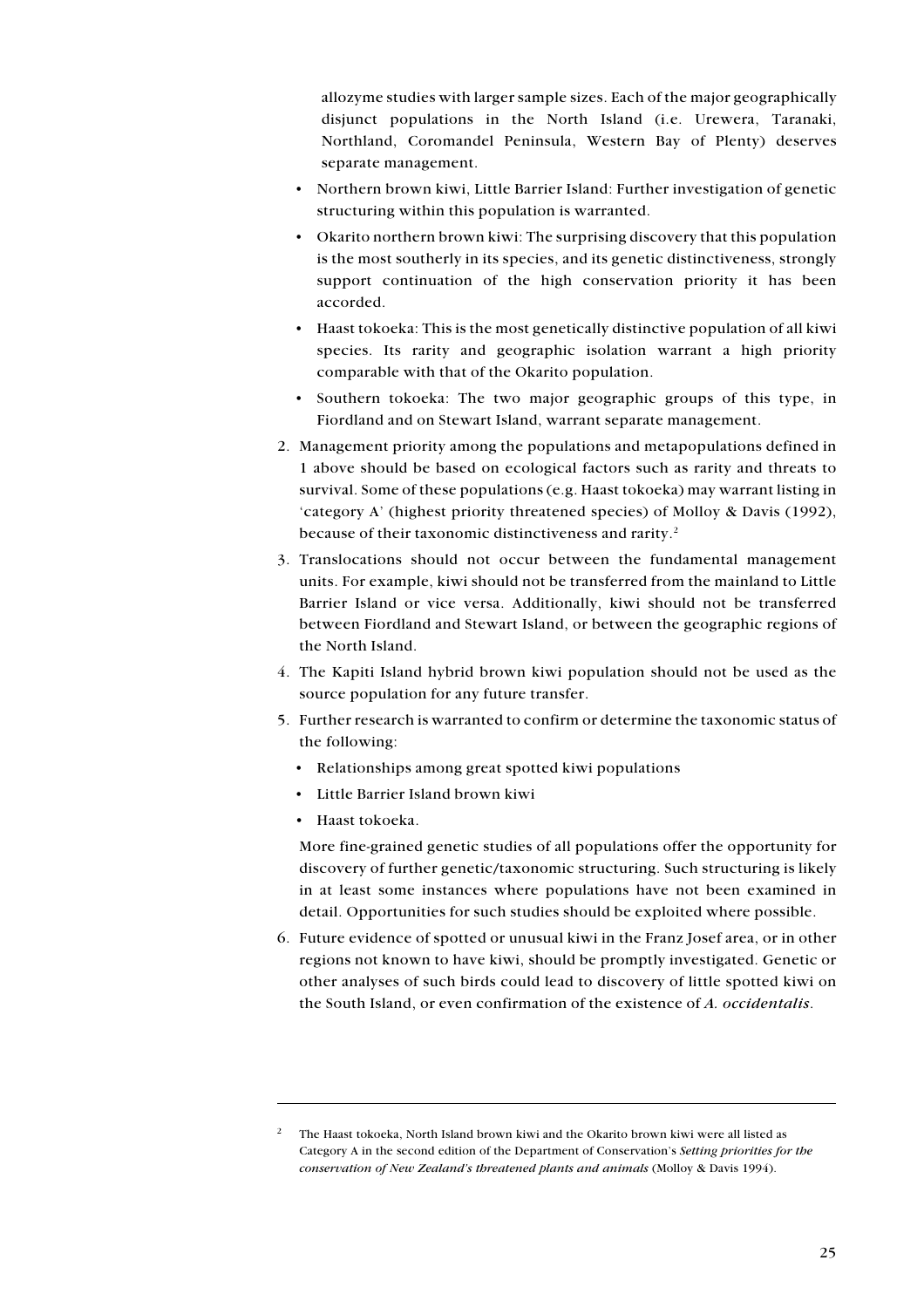allozyme studies with larger sample sizes. Each of the major geographically disjunct populations in the North Island (i.e. Urewera, Taranaki, Northland, Coromandel Peninsula, Western Bay of Plenty) deserves separate management.

- Northern brown kiwi, Little Barrier Island: Further investigation of genetic structuring within this population is warranted.
- Okarito northern brown kiwi: The surprising discovery that this population is the most southerly in its species, and its genetic distinctiveness, strongly support continuation of the high conservation priority it has been accorded.
- Haast tokoeka: This is the most genetically distinctive population of all kiwi species. Its rarity and geographic isolation warrant a high priority comparable with that of the Okarito population.
- Southern tokoeka: The two major geographic groups of this type, in Fiordland and on Stewart Island, warrant separate management.

2. Management priority among the populations and metapopulations defined in 1 above should be based on ecological factors such as rarity and threats to survival. Some of these populations (e.g. Haast tokoeka) may warrant listing in 'category A' (highest priority threatened species) of Molloy & Davis (1992), because of their taxonomic distinctiveness and rarity.[2]

3. Translocations should not occur between the fundamental management units. For example, kiwi should not be transferred from the mainland to Little Barrier Island or vice versa. Additionally, kiwi should not be transferred between Fiordland and Stewart Island, or between the geographic regions of the North Island.

4. The Kapiti Island hybrid brown kiwi population should not be used as the source population for any future transfer.

5. Further research is warranted to confirm or determine the taxonomic status of the following:

   - Relationships among great spotted kiwi populations
   - Little Barrier Island brown kiwi
   - Haast tokoeka.

   More fine-grained genetic studies of all populations offer the opportunity for discovery of further genetic/taxonomic structuring. Such structuring is likely in at least some instances where populations have not been examined in detail. Opportunities for such studies should be exploited where possible.

6. Future evidence of spotted or unusual kiwi in the Franz Josef area, or in other regions not known to have kiwi, should be promptly investigated. Genetic or other analyses of such birds could lead to discovery of little spotted kiwi on the South Island, or even confirmation of the existence of *A. occidentalis*.

---

[2] The Haast tokoeka, North Island brown kiwi and the Okarito brown kiwi were all listed as Category A in the second edition of the Department of Conservation's *Setting priorities for the conservation of New Zealand's threatened plants and animals* (Molloy & Davis 1994).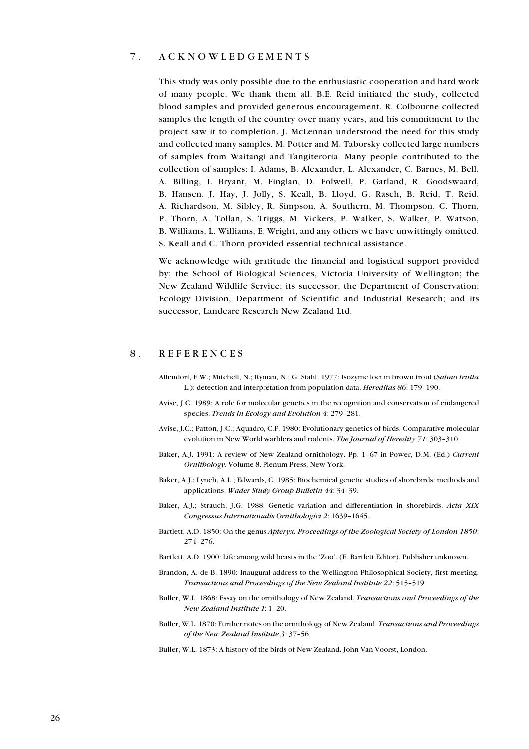## 7. ACKNOWLEDGEMENTS

This study was only possible due to the enthusiastic cooperation and hard work of many people. We thank them all. B.E. Reid initiated the study, collected blood samples and provided generous encouragement. R. Colbourne collected samples the length of the country over many years, and his commitment to the project saw it to completion. J. McLennan understood the need for this study and collected many samples. M. Potter and M. Taborsky collected large numbers of samples from Waitangi and Tangiteroria. Many people contributed to the collection of samples: I. Adams, B. Alexander, L. Alexander, C. Barnes, M. Bell, A. Billing, I. Bryant, M. Finglan, D. Folwell, P. Garland, R. Goodswaard, B. Hansen, J. Hay, J. Jolly, S. Keall, B. Lloyd, G. Rasch, B. Reid, T. Reid, A. Richardson, M. Sibley, R. Simpson, A. Southern, M. Thompson, C. Thorn, P. Thorn, A. Tollan, S. Triggs, M. Vickers, P. Walker, S. Walker, P. Watson, B. Williams, L. Williams, E. Wright, and any others we have unwittingly omitted. S. Keall and C. Thorn provided essential technical assistance.

We acknowledge with gratitude the financial and logistical support provided by: the School of Biological Sciences, Victoria University of Wellington; the New Zealand Wildlife Service; its successor, the Department of Conservation; Ecology Division, Department of Scientific and Industrial Research; and its successor, Landcare Research New Zealand Ltd.

## 8. REFERENCES

Allendorf, F.W.; Mitchell, N.; Ryman, N.; G. Stahl. 1977: Isozyme loci in brown trout (*Salmo trutta* L.): detection and interpretation from population data. *Hereditas 86*: 179–190.

Avise, J.C. 1989: A role for molecular genetics in the recognition and conservation of endangered species. *Trends in Ecology and Evolution 4*: 279–281.

Avise, J.C.; Patton, J.C.; Aquadro, C.F. 1980: Evolutionary genetics of birds. Comparative molecular evolution in New World warblers and rodents. *The Journal of Heredity 71*: 303–310.

Baker, A.J. 1991: A review of New Zealand ornithology. Pp. 1–67 in Power, D.M. (Ed.) *Current Ornithology.* Volume 8. Plenum Press, New York.

Baker, A.J.; Lynch, A.L.; Edwards, C. 1985: Biochemical genetic studies of shorebirds: methods and applications. *Wader Study Group Bulletin 44*: 34–39.

Baker, A.J.; Strauch, J.G. 1988: Genetic variation and differentiation in shorebirds. *Acta XIX Congressus Internationalis Ornithologici 2*: 1639–1645.

Bartlett, A.D. 1850: On the genus *Apteryx. Proceedings of the Zoological Society of London 1850*: 274–276.

Bartlett, A.D. 1900: Life among wild beasts in the 'Zoo'. (E. Bartlett Editor). Publisher unknown.

Brandon, A. de B. 1890: Inaugural address to the Wellington Philosophical Society, first meeting. *Transactions and Proceedings of the New Zealand Institute 22*: 515–519.

Buller, W.L. 1868: Essay on the ornithology of New Zealand. *Transactions and Proceedings of the New Zealand Institute 1*: 1–20.

Buller, W.L. 1870: Further notes on the ornithology of New Zealand. *Transactions and Proceedings of the New Zealand Institute 3*: 37–56.

Buller, W.L. 1873: A history of the birds of New Zealand. John Van Voorst, London.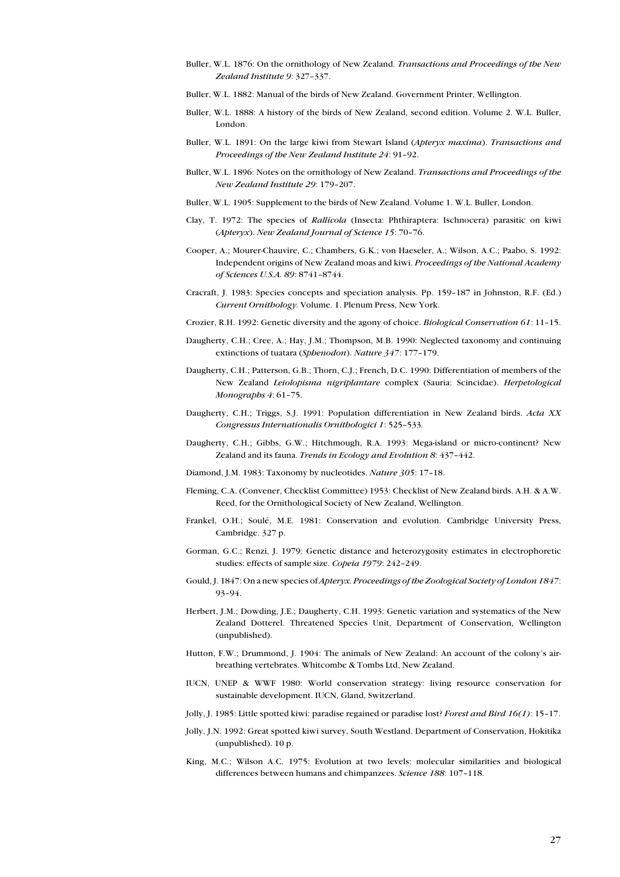Buller, W.L. 1876: On the ornithology of New Zealand. *Transactions and Proceedings of the New Zealand Institute 9*: 327–337.

Buller, W.L. 1882: Manual of the birds of New Zealand. Government Printer, Wellington.

Buller, W.L. 1888: A history of the birds of New Zealand, second edition. Volume 2. W.L. Buller, London.

Buller, W.L. 1891: On the large kiwi from Stewart Island (*Apteryx maxima*). *Transactions and Proceedings of the New Zealand Institute 24*: 91–92.

Buller, W.L. 1896: Notes on the ornithology of New Zealand. *Transactions and Proceedings of the New Zealand Institute 29*: 179–207.

Buller, W.L. 1905: Supplement to the birds of New Zealand. Volume 1. W.L. Buller, London.

Clay, T. 1972: The species of *Rallicola* (Insecta: Phthiraptera: Ischnocera) parasitic on kiwi (*Apteryx*). *New Zealand Journal of Science 15*: 70–76.

Cooper, A.; Mourer-Chauvire, C.; Chambers, G.K.; von Haeseler, A.; Wilson, A.C.; Paabo, S. 1992: Independent origins of New Zealand moas and kiwi. *Proceedings of the National Academy of Sciences U.S.A. 89*: 8741–8744.

Cracraft, J. 1983: Species concepts and speciation analysis. Pp. 159–187 in Johnston, R.F. (Ed.) *Current Ornithology.* Volume. 1. Plenum Press, New York.

Crozier, R.H. 1992: Genetic diversity and the agony of choice. *Biological Conservation 61*: 11–15.

Daugherty, C.H.; Cree, A.; Hay, J.M.; Thompson, M.B. 1990: Neglected taxonomy and continuing extinctions of tuatara (*Sphenodon*). *Nature 347*: 177–179.

Daugherty, C.H.; Patterson, G.B.; Thorn, C.J.; French, D.C. 1990: Differentiation of members of the New Zealand *Leiolopisma nigriplantare* complex (Sauria: Scincidae). *Herpetological Monographs 4*: 61–75.

Daugherty, C.H.; Triggs, S.J. 1991: Population differentiation in New Zealand birds. *Acta XX Congressus Internationalis Ornithologici 1*: 525–533.

Daugherty, C.H.; Gibbs, G.W.; Hitchmough, R.A. 1993: Mega-island or micro-continent? New Zealand and its fauna. *Trends in Ecology and Evolution 8*: 437–442.

Diamond, J.M. 1983: Taxonomy by nucleotides. *Nature 305*: 17–18.

Fleming, C.A. (Convener, Checklist Committee) 1953: Checklist of New Zealand birds. A.H. & A.W. Reed, for the Ornithological Society of New Zealand, Wellington.

Frankel, O.H.; Soulé, M.E. 1981: Conservation and evolution. Cambridge University Press, Cambridge. 327 p.

Gorman, G.C.; Renzi, J. 1979: Genetic distance and heterozygosity estimates in electrophoretic studies: effects of sample size. *Copeia 1979*: 242–249.

Gould, J. 1847: On a new species of *Apteryx. Proceedings of the Zoological Society of London 1847*: 93–94.

Herbert, J.M.; Dowding, J.E.; Daugherty, C.H. 1993: Genetic variation and systematics of the New Zealand Dotterel. Threatened Species Unit, Department of Conservation, Wellington (unpublished).

Hutton, F.W.; Drummond, J. 1904: The animals of New Zealand: An account of the colony's air-breathing vertebrates. Whitcombe & Tombs Ltd, New Zealand.

IUCN, UNEP & WWF 1980: World conservation strategy: living resource conservation for sustainable development. IUCN, Gland, Switzerland.

Jolly, J. 1985: Little spotted kiwi: paradise regained or paradise lost? *Forest and Bird 16(1)*: 15–17.

Jolly, J.N. 1992: Great spotted kiwi survey, South Westland. Department of Conservation, Hokitika (unpublished). 10 p.

King, M.C.; Wilson A.C. 1975: Evolution at two levels: molecular similarities and biological differences between humans and chimpanzees. *Science 188*: 107–118.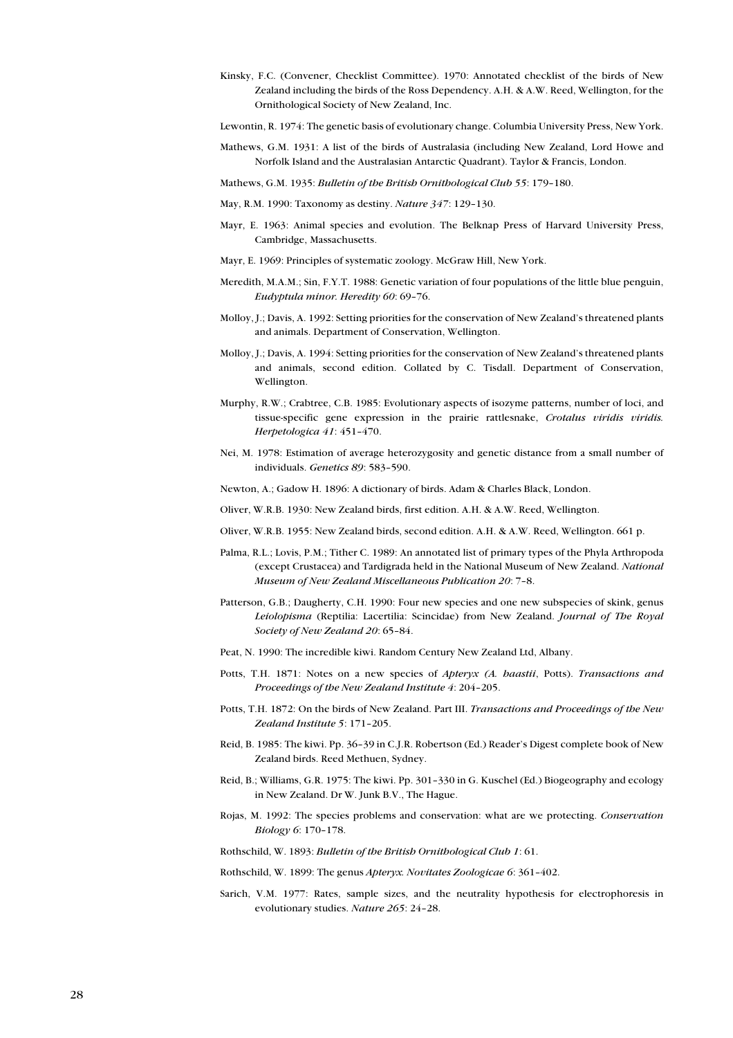Kinsky, F.C. (Convener, Checklist Committee). 1970: Annotated checklist of the birds of New Zealand including the birds of the Ross Dependency. A.H. & A.W. Reed, Wellington, for the Ornithological Society of New Zealand, Inc.

Lewontin, R. 1974: The genetic basis of evolutionary change. Columbia University Press, New York.

Mathews, G.M. 1931: A list of the birds of Australasia (including New Zealand, Lord Howe and Norfolk Island and the Australasian Antarctic Quadrant). Taylor & Francis, London.

Mathews, G.M. 1935: *Bulletin of the British Ornithological Club 55*: 179–180.

May, R.M. 1990: Taxonomy as destiny. *Nature 347*: 129–130.

Mayr, E. 1963: Animal species and evolution. The Belknap Press of Harvard University Press, Cambridge, Massachusetts.

Mayr, E. 1969: Principles of systematic zoology. McGraw Hill, New York.

Meredith, M.A.M.; Sin, F.Y.T. 1988: Genetic variation of four populations of the little blue penguin, *Eudyptula minor. Heredity 60*: 69–76.

Molloy, J.; Davis, A. 1992: Setting priorities for the conservation of New Zealand's threatened plants and animals. Department of Conservation, Wellington.

Molloy, J.; Davis, A. 1994: Setting priorities for the conservation of New Zealand's threatened plants and animals, second edition. Collated by C. Tisdall. Department of Conservation, Wellington.

Murphy, R.W.; Crabtree, C.B. 1985: Evolutionary aspects of isozyme patterns, number of loci, and tissue-specific gene expression in the prairie rattlesnake, *Crotalus viridis viridis. Herpetologica 41*: 451–470.

Nei, M. 1978: Estimation of average heterozygosity and genetic distance from a small number of individuals. *Genetics 89*: 583–590.

Newton, A.; Gadow H. 1896: A dictionary of birds. Adam & Charles Black, London.

Oliver, W.R.B. 1930: New Zealand birds, first edition. A.H. & A.W. Reed, Wellington.

Oliver, W.R.B. 1955: New Zealand birds, second edition. A.H. & A.W. Reed, Wellington. 661 p.

Palma, R.L.; Lovis, P.M.; Tither C. 1989: An annotated list of primary types of the Phyla Arthropoda (except Crustacea) and Tardigrada held in the National Museum of New Zealand. *National Museum of New Zealand Miscellaneous Publication 20*: 7–8.

Patterson, G.B.; Daugherty, C.H. 1990: Four new species and one new subspecies of skink, genus *Leiolopisma* (Reptilia: Lacertilia: Scincidae) from New Zealand. *Journal of The Royal Society of New Zealand 20*: 65–84.

Peat, N. 1990: The incredible kiwi. Random Century New Zealand Ltd, Albany.

Potts, T.H. 1871: Notes on a new species of *Apteryx (A. haastii*, Potts). *Transactions and Proceedings of the New Zealand Institute 4*: 204–205.

Potts, T.H. 1872: On the birds of New Zealand. Part III. *Transactions and Proceedings of the New Zealand Institute 5*: 171–205.

Reid, B. 1985: The kiwi. Pp. 36–39 in C.J.R. Robertson (Ed.) Reader's Digest complete book of New Zealand birds. Reed Methuen, Sydney.

Reid, B.; Williams, G.R. 1975: The kiwi. Pp. 301–330 in G. Kuschel (Ed.) Biogeography and ecology in New Zealand. Dr W. Junk B.V., The Hague.

Rojas, M. 1992: The species problems and conservation: what are we protecting. *Conservation Biology 6*: 170–178.

Rothschild, W. 1893: *Bulletin of the British Ornithological Club 1*: 61.

Rothschild, W. 1899: The genus *Apteryx. Novitates Zoologicae 6*: 361–402.

Sarich, V.M. 1977: Rates, sample sizes, and the neutrality hypothesis for electrophoresis in evolutionary studies. *Nature 265*: 24–28.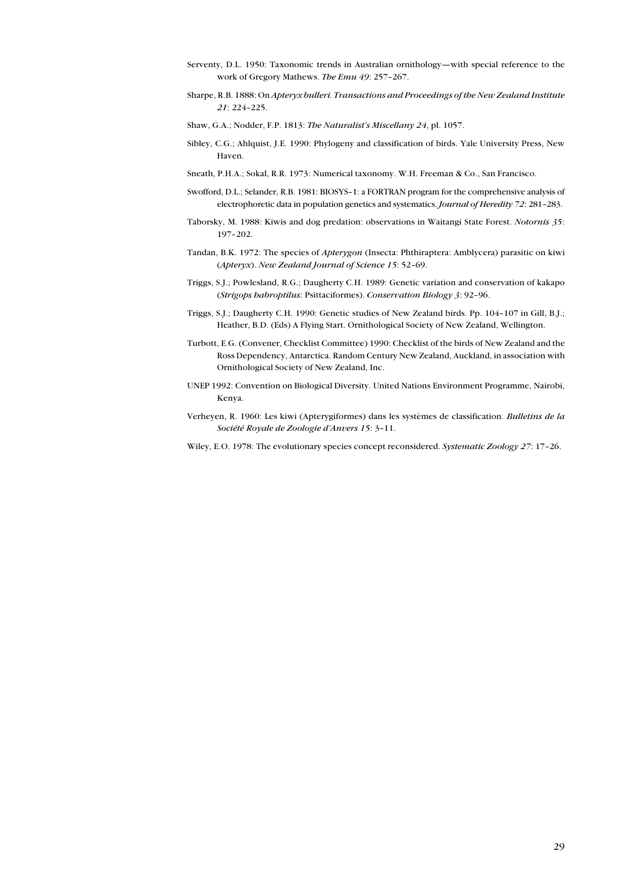Serventy, D.L. 1950: Taxonomic trends in Australian ornithology—with special reference to the work of Gregory Mathews. *The Emu 49*: 257–267.

Sharpe, R.B. 1888: On *Apteryx bulleri. Transactions and Proceedings of the New Zealand Institute 21*: 224–225.

Shaw, G.A.; Nodder, F.P. 1813: *The Naturalist's Miscellany 24*, pl. 1057.

Sibley, C.G.; Ahlquist, J.E. 1990: Phylogeny and classification of birds. Yale University Press, New Haven.

Sneath, P.H.A.; Sokal, R.R. 1973: Numerical taxonomy. W.H. Freeman & Co., San Francisco.

Swofford, D.L.; Selander, R.B. 1981: BIOSYS–1: a FORTRAN program for the comprehensive analysis of electrophoretic data in population genetics and systematics. *Journal of Heredity 72*: 281–283.

Taborsky, M. 1988: Kiwis and dog predation: observations in Waitangi State Forest. *Notornis 35*: 197–202.

Tandan, B.K. 1972: The species of *Apterygon* (Insecta: Phthiraptera: Amblycera) parasitic on kiwi (*Apteryx*). *New Zealand Journal of Science 15*: 52–69.

Triggs, S.J.; Powlesland, R.G.; Daugherty C.H. 1989: Genetic variation and conservation of kakapo (*Strigops habroptilus*: Psittaciformes). *Conservation Biology 3*: 92–96.

Triggs, S.J.; Daugherty C.H. 1990: Genetic studies of New Zealand birds. Pp. 104–107 in Gill, B.J.; Heather, B.D. (Eds) A Flying Start. Ornithological Society of New Zealand, Wellington.

Turbott, E.G. (Convener, Checklist Committee) 1990: Checklist of the birds of New Zealand and the Ross Dependency, Antarctica. Random Century New Zealand, Auckland, in association with Ornithological Society of New Zealand, Inc.

UNEP 1992: Convention on Biological Diversity. United Nations Environment Programme, Nairobi, Kenya.

Verheyen, R. 1960: Les kiwi (Apterygiformes) dans les systèmes de classification. *Bulletins de la Société Royale de Zoologie d'Anvers 15*: 3–11.

Wiley, E.O. 1978: The evolutionary species concept reconsidered. *Systematic Zoology 27*: 17–26.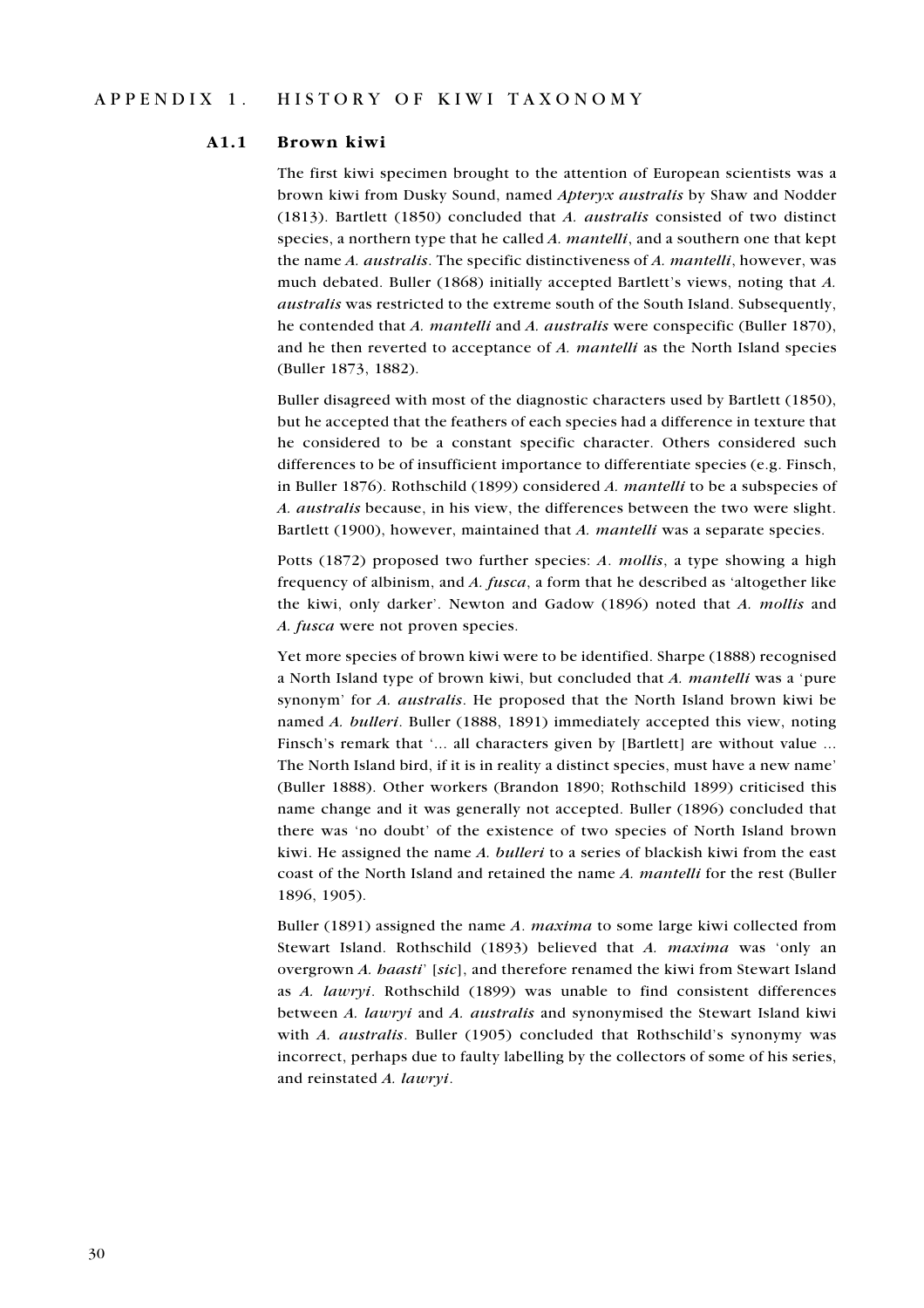# APPENDIX 1. HISTORY OF KIWI TAXONOMY

## A1.1 Brown kiwi

The first kiwi specimen brought to the attention of European scientists was a brown kiwi from Dusky Sound, named *Apteryx australis* by Shaw and Nodder (1813). Bartlett (1850) concluded that *A. australis* consisted of two distinct species, a northern type that he called *A. mantelli*, and a southern one that kept the name *A. australis*. The specific distinctiveness of *A. mantelli*, however, was much debated. Buller (1868) initially accepted Bartlett's views, noting that *A. australis* was restricted to the extreme south of the South Island. Subsequently, he contended that *A. mantelli* and *A. australis* were conspecific (Buller 1870), and he then reverted to acceptance of *A. mantelli* as the North Island species (Buller 1873, 1882).

Buller disagreed with most of the diagnostic characters used by Bartlett (1850), but he accepted that the feathers of each species had a difference in texture that he considered to be a constant specific character. Others considered such differences to be of insufficient importance to differentiate species (e.g. Finsch, in Buller 1876). Rothschild (1899) considered *A. mantelli* to be a subspecies of *A. australis* because, in his view, the differences between the two were slight. Bartlett (1900), however, maintained that *A. mantelli* was a separate species.

Potts (1872) proposed two further species: *A. mollis*, a type showing a high frequency of albinism, and *A. fusca*, a form that he described as 'altogether like the kiwi, only darker'. Newton and Gadow (1896) noted that *A. mollis* and *A. fusca* were not proven species.

Yet more species of brown kiwi were to be identified. Sharpe (1888) recognised a North Island type of brown kiwi, but concluded that *A. mantelli* was a 'pure synonym' for *A. australis*. He proposed that the North Island brown kiwi be named *A. bulleri*. Buller (1888, 1891) immediately accepted this view, noting Finsch's remark that '... all characters given by [Bartlett] are without value ... The North Island bird, if it is in reality a distinct species, must have a new name' (Buller 1888). Other workers (Brandon 1890; Rothschild 1899) criticised this name change and it was generally not accepted. Buller (1896) concluded that there was 'no doubt' of the existence of two species of North Island brown kiwi. He assigned the name *A. bulleri* to a series of blackish kiwi from the east coast of the North Island and retained the name *A. mantelli* for the rest (Buller 1896, 1905).

Buller (1891) assigned the name *A. maxima* to some large kiwi collected from Stewart Island. Rothschild (1893) believed that *A. maxima* was 'only an overgrown *A. haasti*' [*sic*], and therefore renamed the kiwi from Stewart Island as *A. lawryi*. Rothschild (1899) was unable to find consistent differences between *A. lawryi* and *A. australis* and synonymised the Stewart Island kiwi with *A. australis*. Buller (1905) concluded that Rothschild's synonymy was incorrect, perhaps due to faulty labelling by the collectors of some of his series, and reinstated *A. lawryi*.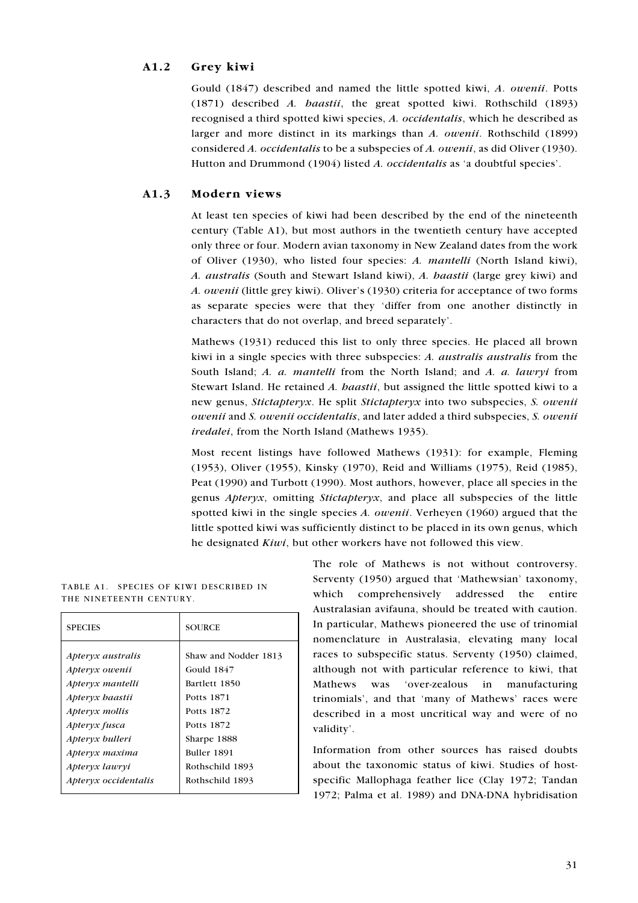## A1.2 Grey kiwi

Gould (1847) described and named the little spotted kiwi, *A. owenii*. Potts (1871) described *A. haastii*, the great spotted kiwi. Rothschild (1893) recognised a third spotted kiwi species, *A. occidentalis*, which he described as larger and more distinct in its markings than *A. owenii*. Rothschild (1899) considered *A. occidentalis* to be a subspecies of *A. owenii*, as did Oliver (1930). Hutton and Drummond (1904) listed *A. occidentalis* as 'a doubtful species'.

## A1.3 Modern views

At least ten species of kiwi had been described by the end of the nineteenth century (Table A1), but most authors in the twentieth century have accepted only three or four. Modern avian taxonomy in New Zealand dates from the work of Oliver (1930), who listed four species: *A. mantelli* (North Island kiwi), *A. australis* (South and Stewart Island kiwi), *A. haastii* (large grey kiwi) and *A. owenii* (little grey kiwi). Oliver's (1930) criteria for acceptance of two forms as separate species were that they 'differ from one another distinctly in characters that do not overlap, and breed separately'.

Mathews (1931) reduced this list to only three species. He placed all brown kiwi in a single species with three subspecies: *A. australis australis* from the South Island; *A. a. mantelli* from the North Island; and *A. a. lawryi* from Stewart Island. He retained *A. haastii*, but assigned the little spotted kiwi to a new genus, *Stictapteryx*. He split *Stictapteryx* into two subspecies, *S. owenii owenii* and *S. owenii occidentalis*, and later added a third subspecies, *S. owenii iredalei*, from the North Island (Mathews 1935).

Most recent listings have followed Mathews (1931): for example, Fleming (1953), Oliver (1955), Kinsky (1970), Reid and Williams (1975), Reid (1985), Peat (1990) and Turbott (1990). Most authors, however, place all species in the genus *Apteryx*, omitting *Stictapteryx*, and place all subspecies of the little spotted kiwi in the single species *A. owenii*. Verheyen (1960) argued that the little spotted kiwi was sufficiently distinct to be placed in its own genus, which he designated *Kiwi*, but other workers have not followed this view.

TABLE A1. SPECIES OF KIWI DESCRIBED IN THE NINETEENTH CENTURY.

| SPECIES | SOURCE |
|---|---|
| *Apteryx australis* | Shaw and Nodder 1813 |
| *Apteryx owenii* | Gould 1847 |
| *Apteryx mantelli* | Bartlett 1850 |
| *Apteryx haastii* | Potts 1871 |
| *Apteryx mollis* | Potts 1872 |
| *Apteryx fusca* | Potts 1872 |
| *Apteryx bulleri* | Sharpe 1888 |
| *Apteryx maxima* | Buller 1891 |
| *Apteryx lawryi* | Rothschild 1893 |
| *Apteryx occidentalis* | Rothschild 1893 |

The role of Mathews is not without controversy. Serventy (1950) argued that 'Mathewsian' taxonomy, which comprehensively addressed the entire Australasian avifauna, should be treated with caution. In particular, Mathews pioneered the use of trinomial nomenclature in Australasia, elevating many local races to subspecific status. Serventy (1950) claimed, although not with particular reference to kiwi, that Mathews was 'over-zealous in manufacturing trinomials', and that 'many of Mathews' races were described in a most uncritical way and were of no validity'.

Information from other sources has raised doubts about the taxonomic status of kiwi. Studies of host-specific Mallophaga feather lice (Clay 1972; Tandan 1972; Palma et al. 1989) and DNA-DNA hybridisation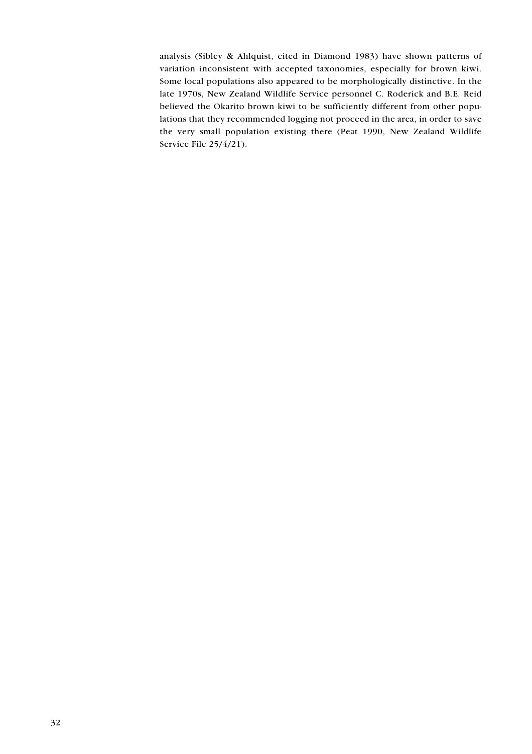analysis (Sibley & Ahlquist, cited in Diamond 1983) have shown patterns of variation inconsistent with accepted taxonomies, especially for brown kiwi. Some local populations also appeared to be morphologically distinctive. In the late 1970s, New Zealand Wildlife Service personnel C. Roderick and B.E. Reid believed the Okarito brown kiwi to be sufficiently different from other populations that they recommended logging not proceed in the area, in order to save the very small population existing there (Peat 1990, New Zealand Wildlife Service File 25/4/21).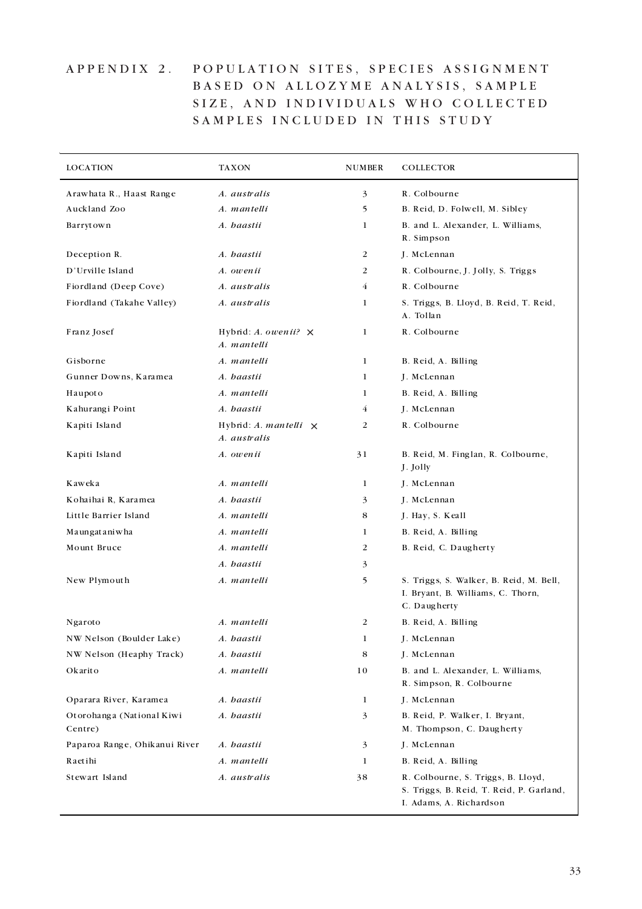# APPENDIX 2. POPULATION SITES, SPECIES ASSIGNMENT BASED ON ALLOZYME ANALYSIS, SAMPLE SIZE, AND INDIVIDUALS WHO COLLECTED SAMPLES INCLUDED IN THIS STUDY

| LOCATION | TAXON | NUMBER | COLLECTOR |
|---|---|---|---|
| Arawhata R., Haast Range | *A. australis* | 3 | R. Colbourne |
| Auckland Zoo | *A. mantelli* | 5 | B. Reid, D. Folwell, M. Sibley |
| Barrytown | *A. haastii* | 1 | B. and L. Alexander, L. Williams, R. Simpson |
| Deception R. | *A. haastii* | 2 | J. McLennan |
| D'Urville Island | *A. owenii* | 2 | R. Colbourne, J. Jolly, S. Triggs |
| Fiordland (Deep Cove) | *A. australis* | 4 | R. Colbourne |
| Fiordland (Takahe Valley) | *A. australis* | 1 | S. Triggs, B. Lloyd, B. Reid, T. Reid, A. Tollan |
| Franz Josef | Hybrid: *A. owenii*? × *A. mantelli* | 1 | R. Colbourne |
| Gisborne | *A. mantelli* | 1 | B. Reid, A. Billing |
| Gunner Downs, Karamea | *A. haastii* | 1 | J. McLennan |
| Haupoto | *A. mantelli* | 1 | B. Reid, A. Billing |
| Kahurangi Point | *A. haastii* | 4 | J. McLennan |
| Kapiti Island | Hybrid: *A. mantelli* × *A. australis* | 2 | R. Colbourne |
| Kapiti Island | *A. owenii* | 31 | B. Reid, M. Finglan, R. Colbourne, J. Jolly |
| Kaweka | *A. mantelli* | 1 | J. McLennan |
| Kohaihai R, Karamea | *A. haastii* | 3 | J. McLennan |
| Little Barrier Island | *A. mantelli* | 8 | J. Hay, S. Keall |
| Maungataniwha | *A. mantelli* | 1 | B. Reid, A. Billing |
| Mount Bruce | *A. mantelli* | 2 | B. Reid, C. Daugherty |
| | *A. haastii* | 3 | |
| New Plymouth | *A. mantelli* | 5 | S. Triggs, S. Walker, B. Reid, M. Bell, I. Bryant, B. Williams, C. Thorn, C. Daugherty |
| Ngaroto | *A. mantelli* | 2 | B. Reid, A. Billing |
| NW Nelson (Boulder Lake) | *A. haastii* | 1 | J. McLennan |
| NW Nelson (Heaphy Track) | *A. haastii* | 8 | J. McLennan |
| Okarito | *A. mantelli* | 10 | B. and L. Alexander, L. Williams, R. Simpson, R. Colbourne |
| Oparara River, Karamea | *A. haastii* | 1 | J. McLennan |
| Otorohanga (National Kiwi Centre) | *A. haastii* | 3 | B. Reid, P. Walker, I. Bryant, M. Thompson, C. Daugherty |
| Paparoa Range, Ohikanui River | *A. haastii* | 3 | J. McLennan |
| Raetihi | *A. mantelli* | 1 | B. Reid, A. Billing |
| Stewart Island | *A. australis* | 38 | R. Colbourne, S. Triggs, B. Lloyd, S. Triggs, B. Reid, T. Reid, P. Garland, I. Adams, A. Richardson |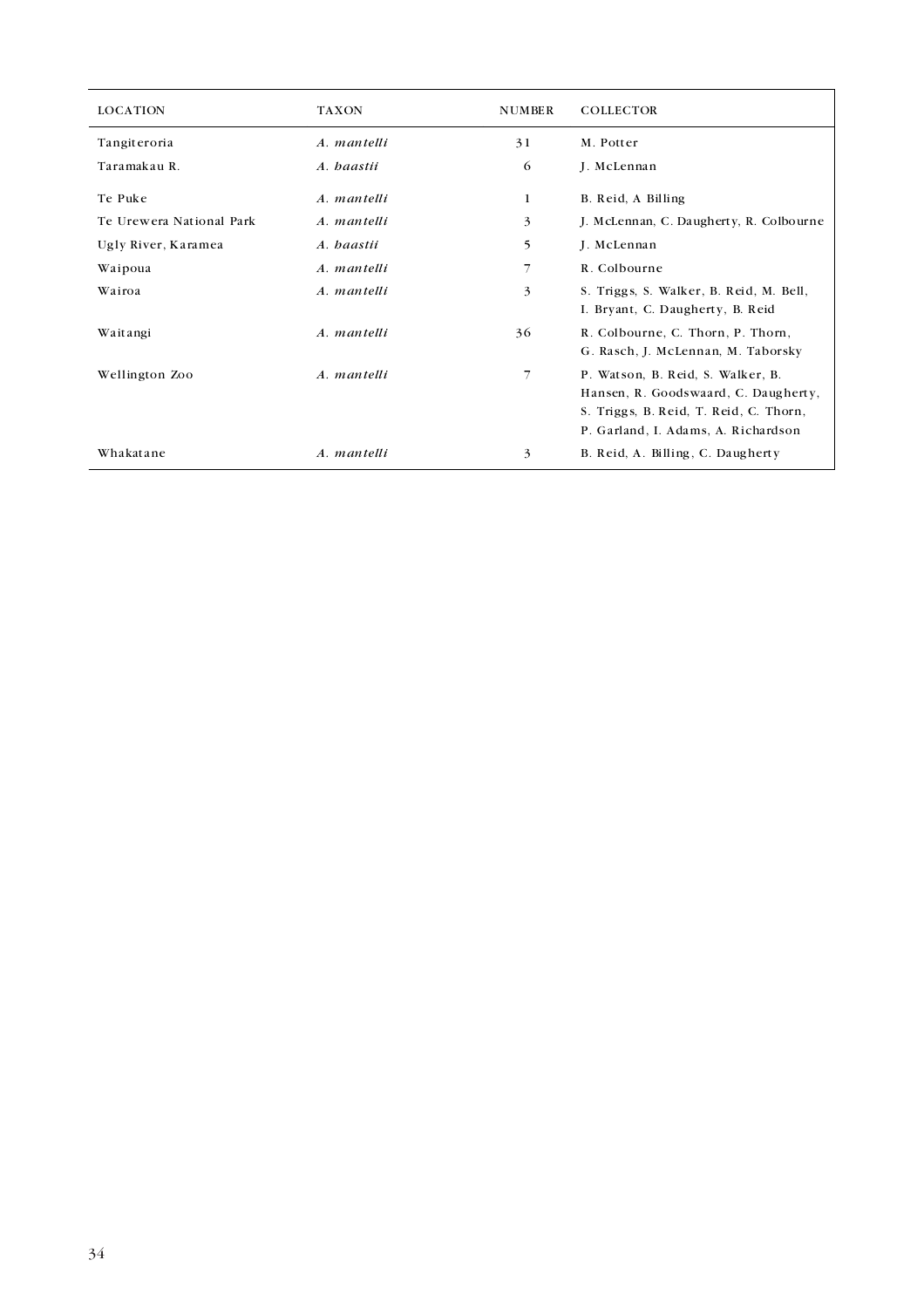| LOCATION | TAXON | NUMBER | COLLECTOR |
|---|---|---|---|
| Tangiteroria | *A. mantelli* | 31 | M. Potter |
| Taramakau R. | *A. haastii* | 6 | J. McLennan |
| Te Puke | *A. mantelli* | 1 | B. Reid, A Billing |
| Te Urewera National Park | *A. mantelli* | 3 | J. McLennan, C. Daugherty, R. Colbourne |
| Ugly River, Karamea | *A. haastii* | 5 | J. McLennan |
| Waipoua | *A. mantelli* | 7 | R. Colbourne |
| Wairoa | *A. mantelli* | 3 | S. Triggs, S. Walker, B. Reid, M. Bell, I. Bryant, C. Daugherty, B. Reid |
| Waitangi | *A. mantelli* | 36 | R. Colbourne, C. Thorn, P. Thorn, G. Rasch, J. McLennan, M. Taborsky |
| Wellington Zoo | *A. mantelli* | 7 | P. Watson, B. Reid, S. Walker, B. Hansen, R. Goodswaard, C. Daugherty, S. Triggs, B. Reid, T. Reid, C. Thorn, P. Garland, I. Adams, A. Richardson |
| Whakatane | *A. mantelli* | 3 | B. Reid, A. Billing, C. Daugherty |